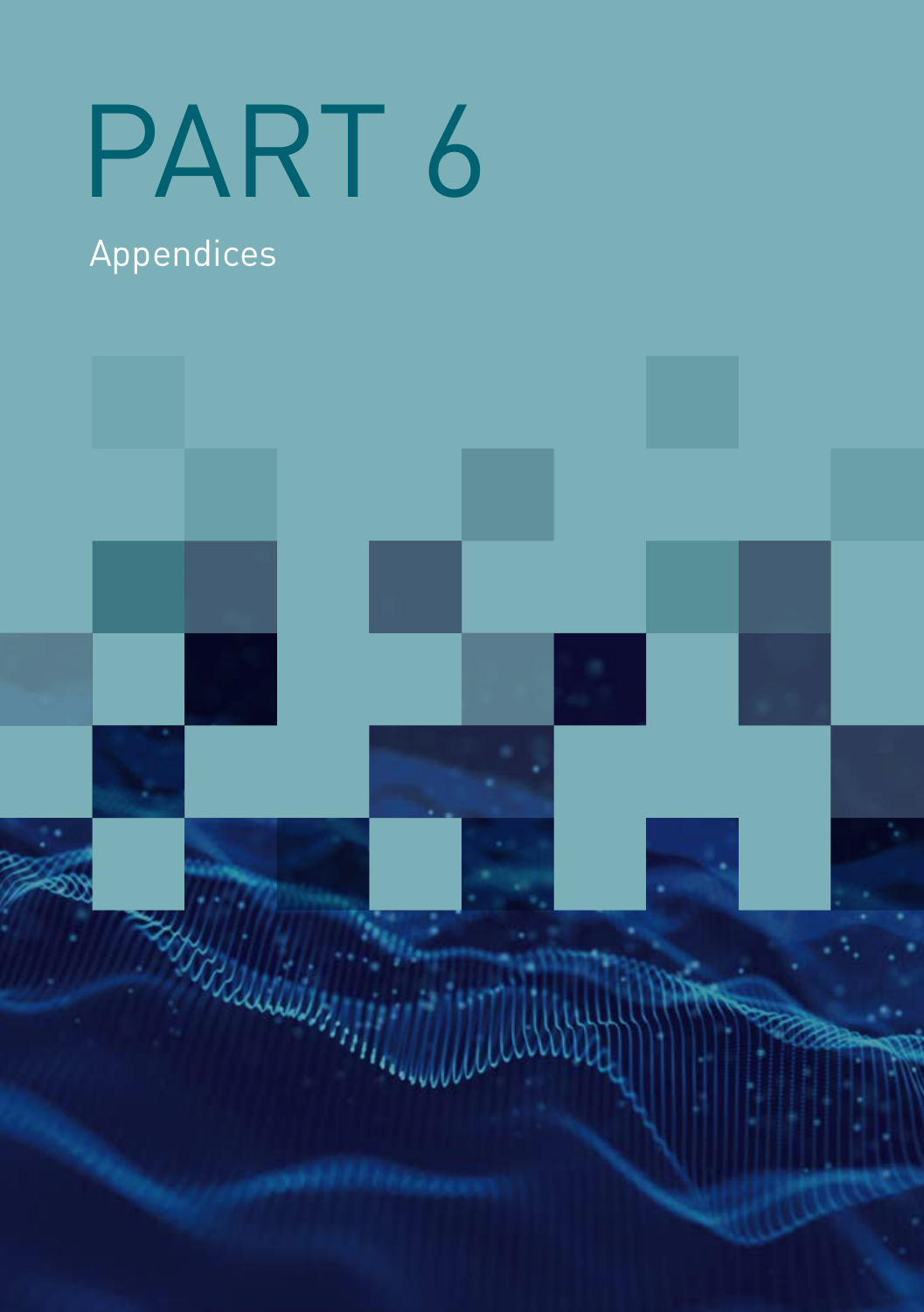# PART 6

## Appendices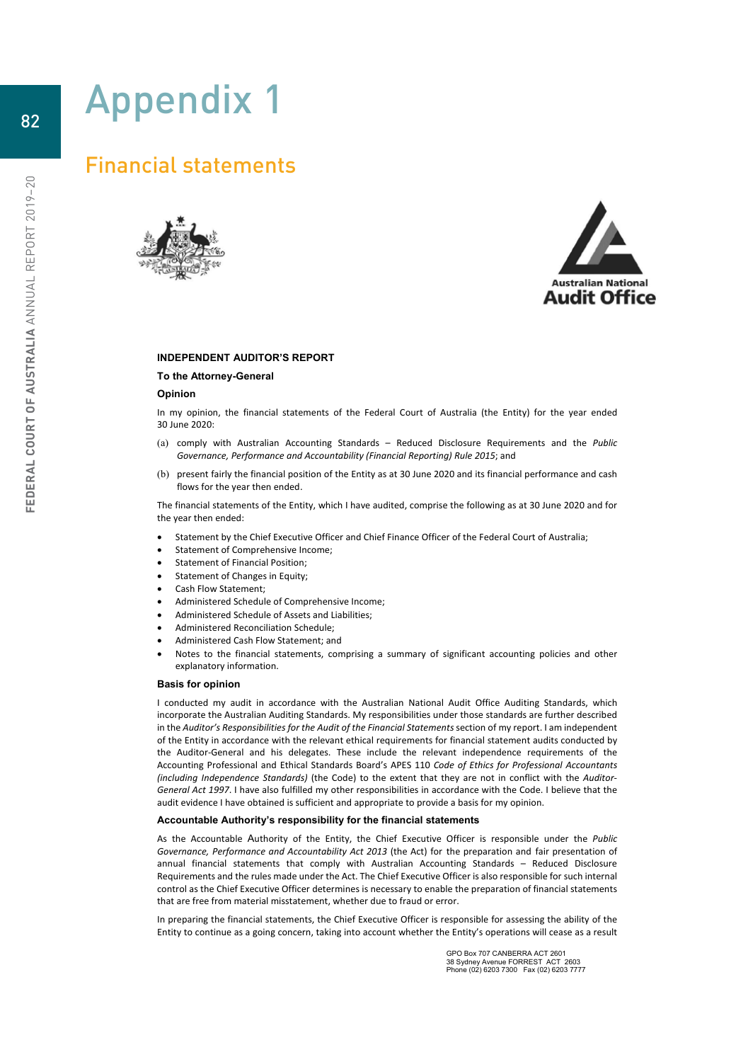# Appendix 1

## Financial statements

Australian National Audit Office

**INDEPENDENT AUDITOR'S REPORT**

**To the Attorney-General**

**Opinion**

In my opinion, the financial statements of the Federal Court of Australia (the Entity) for the year ended 30 June 2020:

(a) comply with Australian Accounting Standards – Reduced Disclosure Requirements and the *Public Governance, Performance and Accountability (Financial Reporting) Rule 2015*; and

(b) present fairly the financial position of the Entity as at 30 June 2020 and its financial performance and cash flows for the year then ended.

The financial statements of the Entity, which I have audited, comprise the following as at 30 June 2020 and for the year then ended:

- Statement by the Chief Executive Officer and Chief Finance Officer of the Federal Court of Australia;
- Statement of Comprehensive Income;
- Statement of Financial Position;
- Statement of Changes in Equity;
- Cash Flow Statement;
- Administered Schedule of Comprehensive Income;
- Administered Schedule of Assets and Liabilities;
- Administered Reconciliation Schedule;
- Administered Cash Flow Statement; and
- Notes to the financial statements, comprising a summary of significant accounting policies and other explanatory information.

**Basis for opinion**

I conducted my audit in accordance with the Australian National Audit Office Auditing Standards, which incorporate the Australian Auditing Standards. My responsibilities under those standards are further described in the *Auditor's Responsibilities for the Audit of the Financial Statements* section of my report. I am independent of the Entity in accordance with the relevant ethical requirements for financial statement audits conducted by the Auditor-General and his delegates. These include the relevant independence requirements of the Accounting Professional and Ethical Standards Board's APES 110 *Code of Ethics for Professional Accountants (including Independence Standards)* (the Code) to the extent that they are not in conflict with the *Auditor-General Act 1997*. I have also fulfilled my other responsibilities in accordance with the Code. I believe that the audit evidence I have obtained is sufficient and appropriate to provide a basis for my opinion.

**Accountable Authority's responsibility for the financial statements**

As the Accountable Authority of the Entity, the Chief Executive Officer is responsible under the *Public Governance, Performance and Accountability Act 2013* (the Act) for the preparation and fair presentation of annual financial statements that comply with Australian Accounting Standards – Reduced Disclosure Requirements and the rules made under the Act. The Chief Executive Officer is also responsible for such internal control as the Chief Executive Officer determines is necessary to enable the preparation of financial statements that are free from material misstatement, whether due to fraud or error.

In preparing the financial statements, the Chief Executive Officer is responsible for assessing the ability of the Entity to continue as a going concern, taking into account whether the Entity's operations will cease as a result

GPO Box 707 CANBERRA ACT 2601
38 Sydney Avenue FORREST ACT 2603
Phone (02) 6203 7300 Fax (02) 6203 7777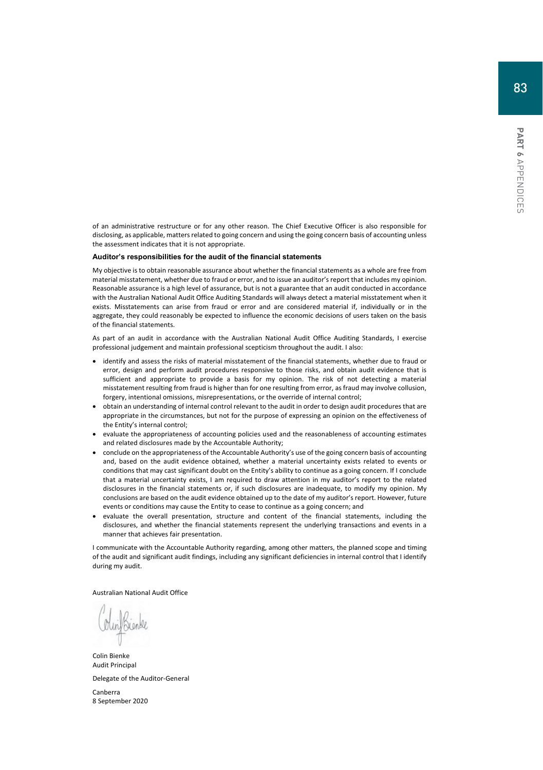of an administrative restructure or for any other reason. The Chief Executive Officer is also responsible for disclosing, as applicable, matters related to going concern and using the going concern basis of accounting unless the assessment indicates that it is not appropriate.

### Auditor's responsibilities for the audit of the financial statements

My objective is to obtain reasonable assurance about whether the financial statements as a whole are free from material misstatement, whether due to fraud or error, and to issue an auditor's report that includes my opinion. Reasonable assurance is a high level of assurance, but is not a guarantee that an audit conducted in accordance with the Australian National Audit Office Auditing Standards will always detect a material misstatement when it exists. Misstatements can arise from fraud or error and are considered material if, individually or in the aggregate, they could reasonably be expected to influence the economic decisions of users taken on the basis of the financial statements.

As part of an audit in accordance with the Australian National Audit Office Auditing Standards, I exercise professional judgement and maintain professional scepticism throughout the audit. I also:

- identify and assess the risks of material misstatement of the financial statements, whether due to fraud or error, design and perform audit procedures responsive to those risks, and obtain audit evidence that is sufficient and appropriate to provide a basis for my opinion. The risk of not detecting a material misstatement resulting from fraud is higher than for one resulting from error, as fraud may involve collusion, forgery, intentional omissions, misrepresentations, or the override of internal control;
- obtain an understanding of internal control relevant to the audit in order to design audit procedures that are appropriate in the circumstances, but not for the purpose of expressing an opinion on the effectiveness of the Entity's internal control;
- evaluate the appropriateness of accounting policies used and the reasonableness of accounting estimates and related disclosures made by the Accountable Authority;
- conclude on the appropriateness of the Accountable Authority's use of the going concern basis of accounting and, based on the audit evidence obtained, whether a material uncertainty exists related to events or conditions that may cast significant doubt on the Entity's ability to continue as a going concern. If I conclude that a material uncertainty exists, I am required to draw attention in my auditor's report to the related disclosures in the financial statements or, if such disclosures are inadequate, to modify my opinion. My conclusions are based on the audit evidence obtained up to the date of my auditor's report. However, future events or conditions may cause the Entity to cease to continue as a going concern; and
- evaluate the overall presentation, structure and content of the financial statements, including the disclosures, and whether the financial statements represent the underlying transactions and events in a manner that achieves fair presentation.

I communicate with the Accountable Authority regarding, among other matters, the planned scope and timing of the audit and significant audit findings, including any significant deficiencies in internal control that I identify during my audit.

Australian National Audit Office

Colin Bienke
Audit Principal

Delegate of the Auditor-General

Canberra
8 September 2020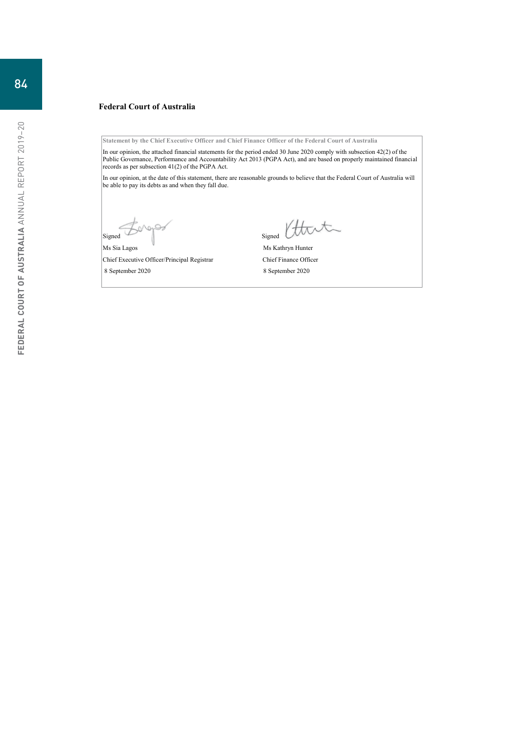**Federal Court of Australia**

**Statement by the Chief Executive Officer and Chief Finance Officer of the Federal Court of Australia**

In our opinion, the attached financial statements for the period ended 30 June 2020 comply with subsection 42(2) of the Public Governance, Performance and Accountability Act 2013 (PGPA Act), and are based on properly maintained financial records as per subsection 41(2) of the PGPA Act.

In our opinion, at the date of this statement, there are reasonable grounds to believe that the Federal Court of Australia will be able to pay its debts as and when they fall due.

Signed

Ms Sia Lagos

Chief Executive Officer/Principal Registrar

8 September 2020

Signed

Ms Kathryn Hunter

Chief Finance Officer

8 September 2020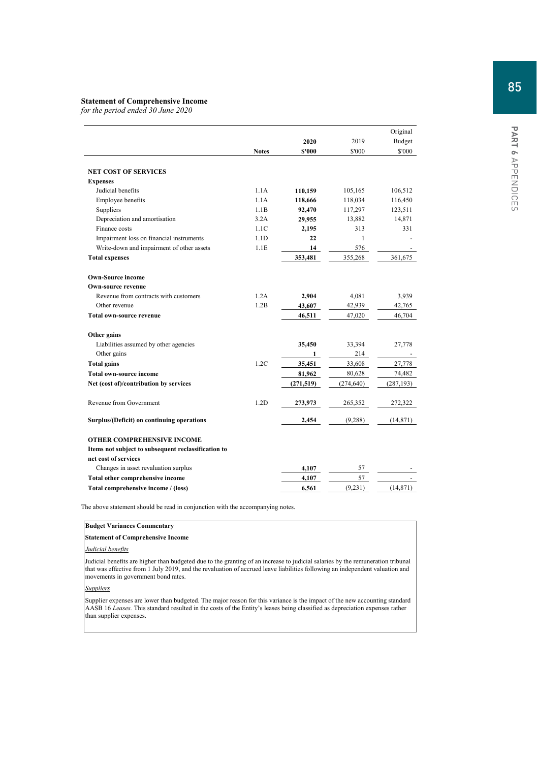**Statement of Comprehensive Income**
*for the period ended 30 June 2020*

| | Notes | 2020 $'000 | 2019 $'000 | Original Budget $'000 |
|---|---|---|---|---|
| **NET COST OF SERVICES** | | | | |
| **Expenses** | | | | |
| Judicial benefits | 1.1A | **110,159** | 105,165 | 106,512 |
| Employee benefits | 1.1A | **118,666** | 118,034 | 116,450 |
| Suppliers | 1.1B | **92,470** | 117,297 | 123,511 |
| Depreciation and amortisation | 3.2A | **29,955** | 13,882 | 14,871 |
| Finance costs | 1.1C | **2,195** | 313 | 331 |
| Impairment loss on financial instruments | 1.1D | **22** | 1 | - |
| Write-down and impairment of other assets | 1.1E | **14** | 576 | - |
| **Total expenses** | | **353,481** | 355,268 | 361,675 |
| **Own-Source income** | | | | |
| **Own-source revenue** | | | | |
| Revenue from contracts with customers | 1.2A | **2,904** | 4,081 | 3,939 |
| Other revenue | 1.2B | **43,607** | 42,939 | 42,765 |
| **Total own-source revenue** | | **46,511** | 47,020 | 46,704 |
| **Other gains** | | | | |
| Liabilities assumed by other agencies | | **35,450** | 33,394 | 27,778 |
| Other gains | | **1** | 214 | - |
| **Total gains** | 1.2C | **35,451** | 33,608 | 27,778 |
| **Total own-source income** | | **81,962** | 80,628 | 74,482 |
| **Net (cost of)/contribution by services** | | **(271,519)** | (274,640) | (287,193) |
| Revenue from Government | 1.2D | **273,973** | 265,352 | 272,322 |
| **Surplus/(Deficit) on continuing operations** | | **2,454** | (9,288) | (14,871) |
| **OTHER COMPREHENSIVE INCOME** | | | | |
| **Items not subject to subsequent reclassification to net cost of services** | | | | |
| Changes in asset revaluation surplus | | **4,107** | 57 | - |
| **Total other comprehensive income** | | **4,107** | 57 | - |
| **Total comprehensive income / (loss)** | | **6,561** | (9,231) | (14,871) |

The above statement should be read in conjunction with the accompanying notes.

**Budget Variances Commentary**

**Statement of Comprehensive Income**

*Judicial benefits*

Judicial benefits are higher than budgeted due to the granting of an increase to judicial salaries by the remuneration tribunal that was effective from 1 July 2019, and the revaluation of accrued leave liabilities following an independent valuation and movements in government bond rates.

*Suppliers*

Supplier expenses are lower than budgeted. The major reason for this variance is the impact of the new accounting standard AASB 16 *Leases.* This standard resulted in the costs of the Entity's leases being classified as depreciation expenses rather than supplier expenses.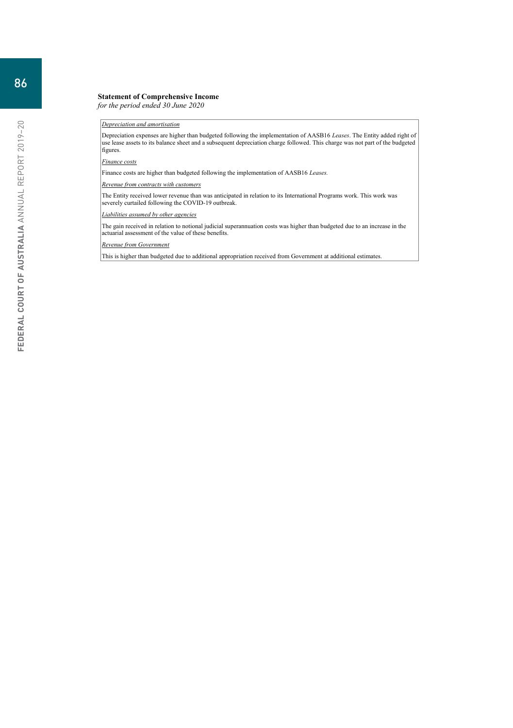**Statement of Comprehensive Income**

*for the period ended 30 June 2020*

*Depreciation and amortisation*

Depreciation expenses are higher than budgeted following the implementation of AASB16 *Leases*. The Entity added right of use lease assets to its balance sheet and a subsequent depreciation charge followed. This charge was not part of the budgeted figures.

*Finance costs*

Finance costs are higher than budgeted following the implementation of AASB16 *Leases.*

*Revenue from contracts with customers*

The Entity received lower revenue than was anticipated in relation to its International Programs work. This work was severely curtailed following the COVID-19 outbreak.

*Liabilities assumed by other agencies*

The gain received in relation to notional judicial superannuation costs was higher than budgeted due to an increase in the actuarial assessment of the value of these benefits.

*Revenue from Government*

This is higher than budgeted due to additional appropriation received from Government at additional estimates.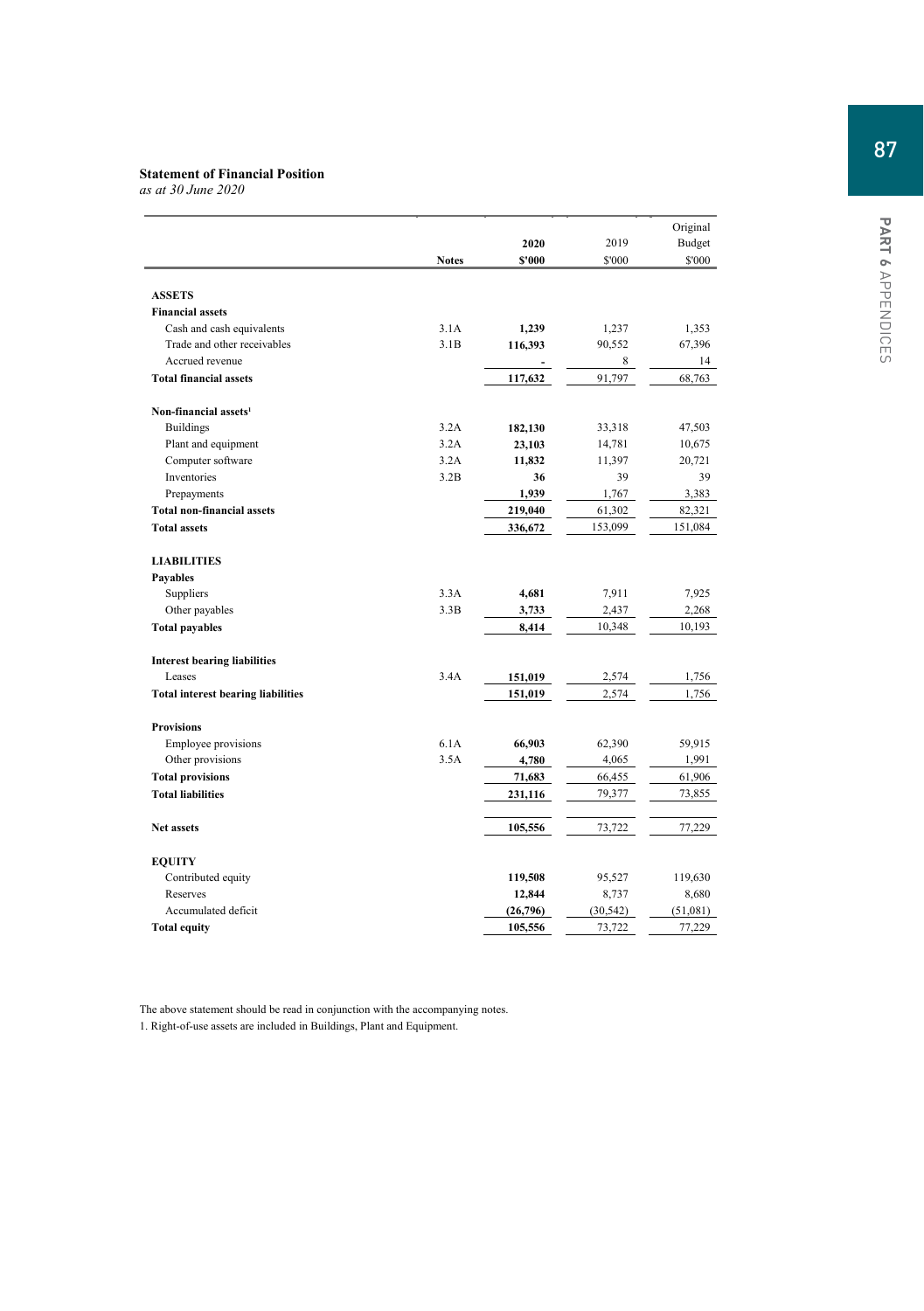**Statement of Financial Position**
*as at 30 June 2020*

| | Notes | 2020 $'000 | 2019 $'000 | Original Budget $'000 |
|---|---|---|---|---|
| **ASSETS** | | | | |
| **Financial assets** | | | | |
| Cash and cash equivalents | 3.1A | **1,239** | 1,237 | 1,353 |
| Trade and other receivables | 3.1B | **116,393** | 90,552 | 67,396 |
| Accrued revenue | | **-** | 8 | 14 |
| **Total financial assets** | | **117,632** | 91,797 | 68,763 |
| **Non-financial assets**[1] | | | | |
| Buildings | 3.2A | **182,130** | 33,318 | 47,503 |
| Plant and equipment | 3.2A | **23,103** | 14,781 | 10,675 |
| Computer software | 3.2A | **11,832** | 11,397 | 20,721 |
| Inventories | 3.2B | **36** | 39 | 39 |
| Prepayments | | **1,939** | 1,767 | 3,383 |
| **Total non-financial assets** | | **219,040** | 61,302 | 82,321 |
| **Total assets** | | **336,672** | 153,099 | 151,084 |
| **LIABILITIES** | | | | |
| **Payables** | | | | |
| Suppliers | 3.3A | **4,681** | 7,911 | 7,925 |
| Other payables | 3.3B | **3,733** | 2,437 | 2,268 |
| **Total payables** | | **8,414** | 10,348 | 10,193 |
| **Interest bearing liabilities** | | | | |
| Leases | 3.4A | **151,019** | 2,574 | 1,756 |
| **Total interest bearing liabilities** | | **151,019** | 2,574 | 1,756 |
| **Provisions** | | | | |
| Employee provisions | 6.1A | **66,903** | 62,390 | 59,915 |
| Other provisions | 3.5A | **4,780** | 4,065 | 1,991 |
| **Total provisions** | | **71,683** | 66,455 | 61,906 |
| **Total liabilities** | | **231,116** | 79,377 | 73,855 |
| **Net assets** | | **105,556** | 73,722 | 77,229 |
| **EQUITY** | | | | |
| Contributed equity | | **119,508** | 95,527 | 119,630 |
| Reserves | | **12,844** | 8,737 | 8,680 |
| Accumulated deficit | | **(26,796)** | (30,542) | (51,081) |
| **Total equity** | | **105,556** | 73,722 | 77,229 |

The above statement should be read in conjunction with the accompanying notes.

1. Right-of-use assets are included in Buildings, Plant and Equipment.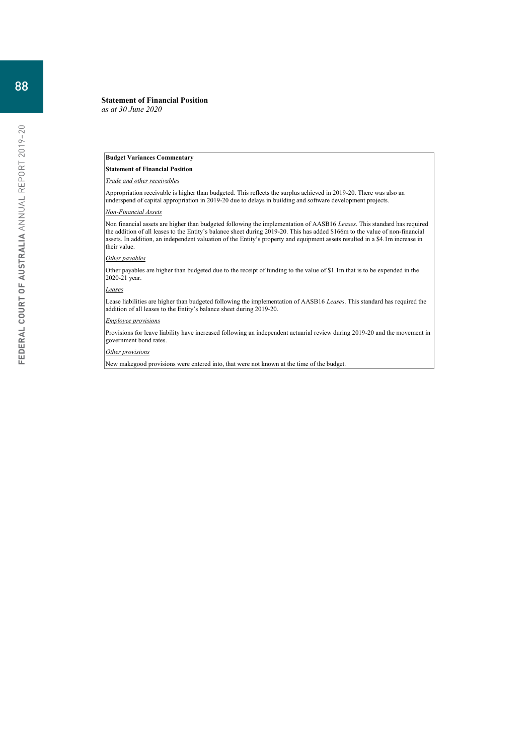**Statement of Financial Position**
*as at 30 June 2020*

**Budget Variances Commentary**

**Statement of Financial Position**

*Trade and other receivables*

Appropriation receivable is higher than budgeted. This reflects the surplus achieved in 2019-20. There was also an underspend of capital appropriation in 2019-20 due to delays in building and software development projects.

*Non-Financial Assets*

Non financial assets are higher than budgeted following the implementation of AASB16 *Leases*. This standard has required the addition of all leases to the Entity's balance sheet during 2019-20. This has added $166m to the value of non-financial assets. In addition, an independent valuation of the Entity's property and equipment assets resulted in a $4.1m increase in their value.

*Other payables*

Other payables are higher than budgeted due to the receipt of funding to the value of $1.1m that is to be expended in the 2020-21 year.

*Leases*

Lease liabilities are higher than budgeted following the implementation of AASB16 *Leases*. This standard has required the addition of all leases to the Entity's balance sheet during 2019-20.

*Employee provisions*

Provisions for leave liability have increased following an independent actuarial review during 2019-20 and the movement in government bond rates.

*Other provisions*

New makegood provisions were entered into, that were not known at the time of the budget.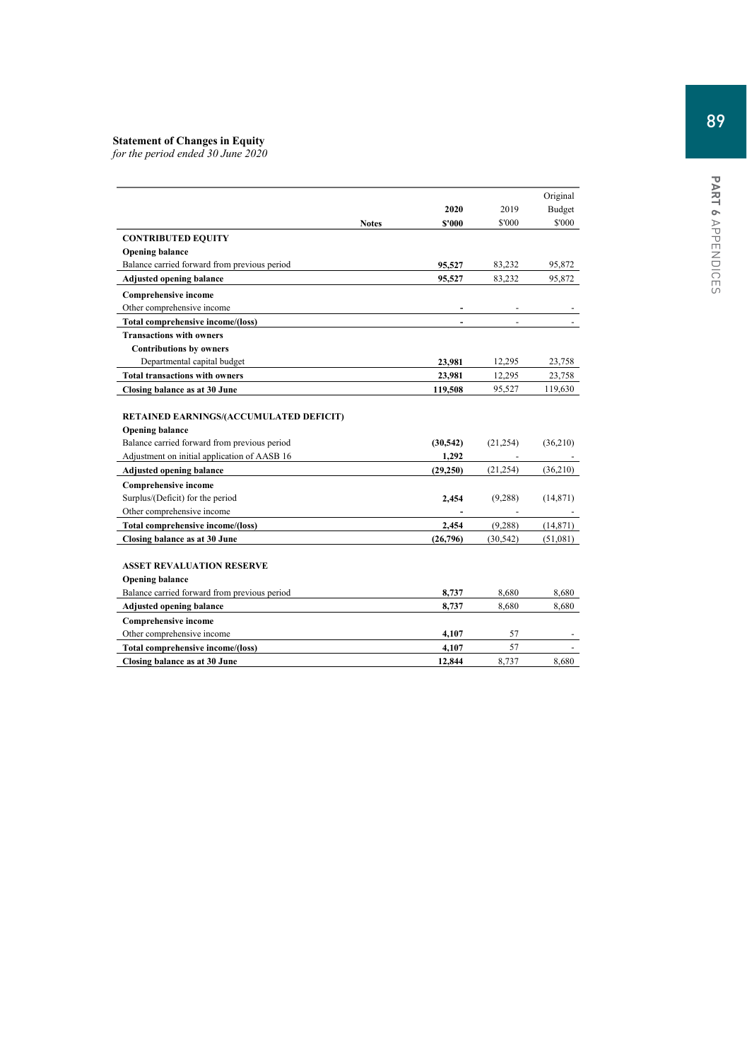**Statement of Changes in Equity**
*for the period ended 30 June 2020*

| | Notes | 2020 $'000 | 2019 $'000 | Original Budget $'000 |
|---|---|---|---|---|
| **CONTRIBUTED EQUITY** | | | | |
| **Opening balance** | | | | |
| Balance carried forward from previous period | | **95,527** | 83,232 | 95,872 |
| **Adjusted opening balance** | | **95,527** | 83,232 | 95,872 |
| **Comprehensive income** | | | | |
| Other comprehensive income | | **-** | - | - |
| **Total comprehensive income/(loss)** | | **-** | - | - |
| **Transactions with owners** | | | | |
| **Contributions by owners** | | | | |
| Departmental capital budget | | **23,981** | 12,295 | 23,758 |
| **Total transactions with owners** | | **23,981** | 12,295 | 23,758 |
| **Closing balance as at 30 June** | | **119,508** | 95,527 | 119,630 |
| | | | | |
| **RETAINED EARNINGS/(ACCUMULATED DEFICIT)** | | | | |
| **Opening balance** | | | | |
| Balance carried forward from previous period | | **(30,542)** | (21,254) | (36,210) |
| Adjustment on initial application of AASB 16 | | **1,292** | - | - |
| **Adjusted opening balance** | | **(29,250)** | (21,254) | (36,210) |
| **Comprehensive income** | | | | |
| Surplus/(Deficit) for the period | | **2,454** | (9,288) | (14,871) |
| Other comprehensive income | | **-** | - | - |
| **Total comprehensive income/(loss)** | | **2,454** | (9,288) | (14,871) |
| **Closing balance as at 30 June** | | **(26,796)** | (30,542) | (51,081) |
| | | | | |
| **ASSET REVALUATION RESERVE** | | | | |
| **Opening balance** | | | | |
| Balance carried forward from previous period | | **8,737** | 8,680 | 8,680 |
| **Adjusted opening balance** | | **8,737** | 8,680 | 8,680 |
| **Comprehensive income** | | | | |
| Other comprehensive income | | **4,107** | 57 | - |
| **Total comprehensive income/(loss)** | | **4,107** | 57 | - |
| **Closing balance as at 30 June** | | **12,844** | 8,737 | 8,680 |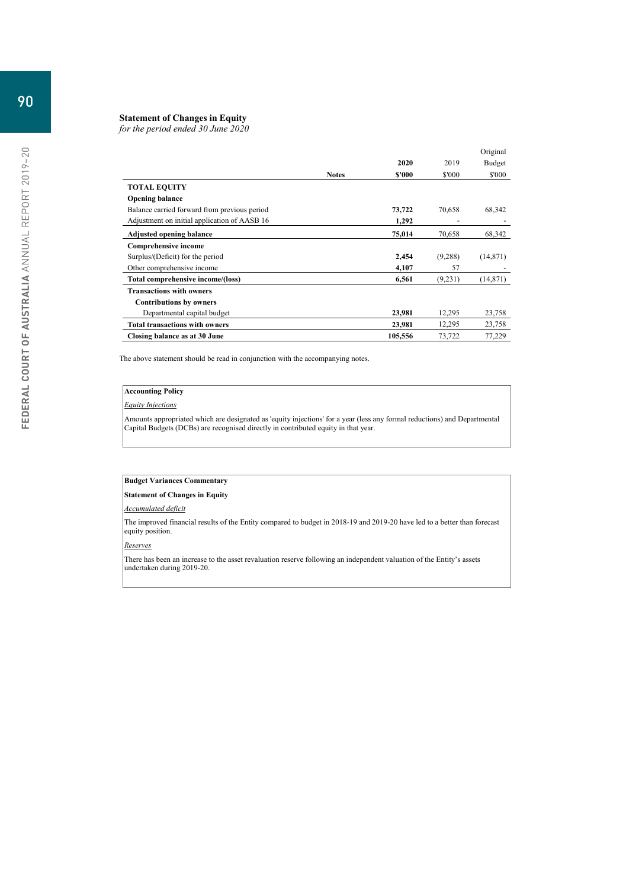## Statement of Changes in Equity

*for the period ended 30 June 2020*

| | Notes | 2020 $'000 | 2019 $'000 | Original Budget $'000 |
|---|---|---|---|---|
| **TOTAL EQUITY** | | | | |
| **Opening balance** | | | | |
| Balance carried forward from previous period | | **73,722** | 70,658 | 68,342 |
| Adjustment on initial application of AASB 16 | | **1,292** | - | - |
| **Adjusted opening balance** | | **75,014** | 70,658 | 68,342 |
| **Comprehensive income** | | | | |
| Surplus/(Deficit) for the period | | **2,454** | (9,288) | (14,871) |
| Other comprehensive income | | **4,107** | 57 | - |
| **Total comprehensive income/(loss)** | | **6,561** | (9,231) | (14,871) |
| **Transactions with owners** | | | | |
| **Contributions by owners** | | | | |
| Departmental capital budget | | **23,981** | 12,295 | 23,758 |
| **Total transactions with owners** | | **23,981** | 12,295 | 23,758 |
| **Closing balance as at 30 June** | | **105,556** | 73,722 | 77,229 |

The above statement should be read in conjunction with the accompanying notes.

**Accounting Policy**

*Equity Injections*

Amounts appropriated which are designated as 'equity injections' for a year (less any formal reductions) and Departmental Capital Budgets (DCBs) are recognised directly in contributed equity in that year.

**Budget Variances Commentary**

**Statement of Changes in Equity**

*Accumulated deficit*

The improved financial results of the Entity compared to budget in 2018-19 and 2019-20 have led to a better than forecast equity position.

*Reserves*

There has been an increase to the asset revaluation reserve following an independent valuation of the Entity's assets undertaken during 2019-20.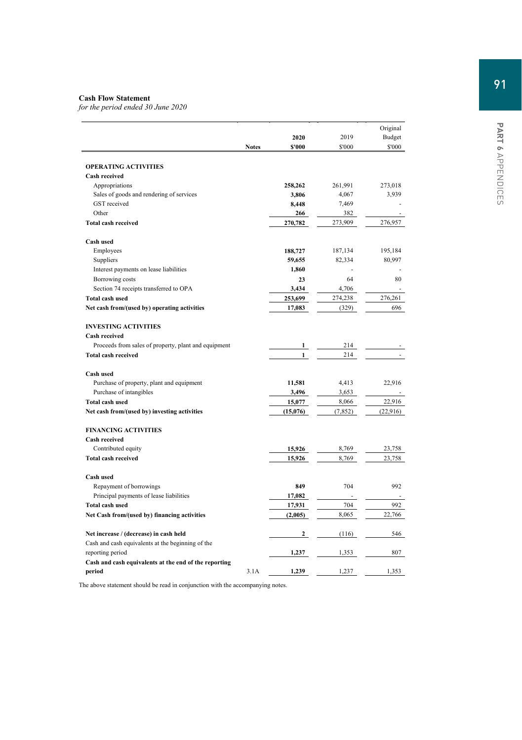**Cash Flow Statement**

*for the period ended 30 June 2020*

| | Notes | 2020 $'000 | 2019 $'000 | Original Budget $'000 |
|---|---|---|---|---|
| **OPERATING ACTIVITIES** | | | | |
| **Cash received** | | | | |
| Appropriations | | **258,262** | 261,991 | 273,018 |
| Sales of goods and rendering of services | | **3,806** | 4,067 | 3,939 |
| GST received | | **8,448** | 7,469 | - |
| Other | | **266** | 382 | - |
| **Total cash received** | | **270,782** | 273,909 | 276,957 |
| **Cash used** | | | | |
| Employees | | **188,727** | 187,134 | 195,184 |
| Suppliers | | **59,655** | 82,334 | 80,997 |
| Interest payments on lease liabilities | | **1,860** | - | - |
| Borrowing costs | | **23** | 64 | 80 |
| Section 74 receipts transferred to OPA | | **3,434** | 4,706 | - |
| **Total cash used** | | **253,699** | 274,238 | 276,261 |
| **Net cash from/(used by) operating activities** | | **17,083** | (329) | 696 |
| **INVESTING ACTIVITIES** | | | | |
| **Cash received** | | | | |
| Proceeds from sales of property, plant and equipment | | **1** | 214 | - |
| **Total cash received** | | **1** | 214 | - |
| **Cash used** | | | | |
| Purchase of property, plant and equipment | | **11,581** | 4,413 | 22,916 |
| Purchase of intangibles | | **3,496** | 3,653 | - |
| **Total cash used** | | **15,077** | 8,066 | 22,916 |
| **Net cash from/(used by) investing activities** | | **(15,076)** | (7,852) | (22,916) |
| **FINANCING ACTIVITIES** | | | | |
| **Cash received** | | | | |
| Contributed equity | | **15,926** | 8,769 | 23,758 |
| **Total cash received** | | **15,926** | 8,769 | 23,758 |
| **Cash used** | | | | |
| Repayment of borrowings | | **849** | 704 | 992 |
| Principal payments of lease liabilities | | **17,082** | - | - |
| **Total cash used** | | **17,931** | 704 | 992 |
| **Net Cash from/(used by) financing activities** | | **(2,005)** | 8,065 | 22,766 |
| **Net increase / (decrease) in cash held** | | **2** | (116) | 546 |
| Cash and cash equivalents at the beginning of the reporting period | | **1,237** | 1,353 | 807 |
| **Cash and cash equivalents at the end of the reporting period** | 3.1A | **1,239** | 1,237 | 1,353 |

The above statement should be read in conjunction with the accompanying notes.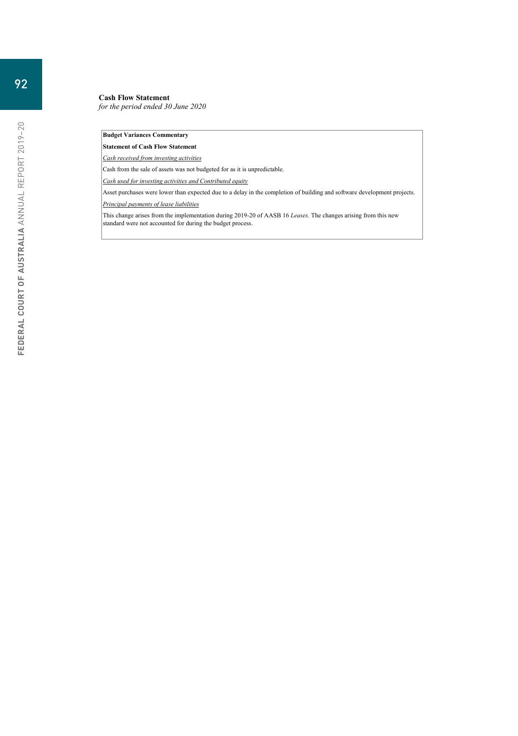## Cash Flow Statement

*for the period ended 30 June 2020*

**Budget Variances Commentary**

**Statement of Cash Flow Statement**

*Cash received from investing activities*

Cash from the sale of assets was not budgeted for as it is unpredictable.

*Cash used for investing activities and Contributed equity*

Asset purchases were lower than expected due to a delay in the completion of building and software development projects.

*Principal payments of lease liabilities*

This change arises from the implementation during 2019-20 of AASB 16 *Leases*. The changes arising from this new standard were not accounted for during the budget process.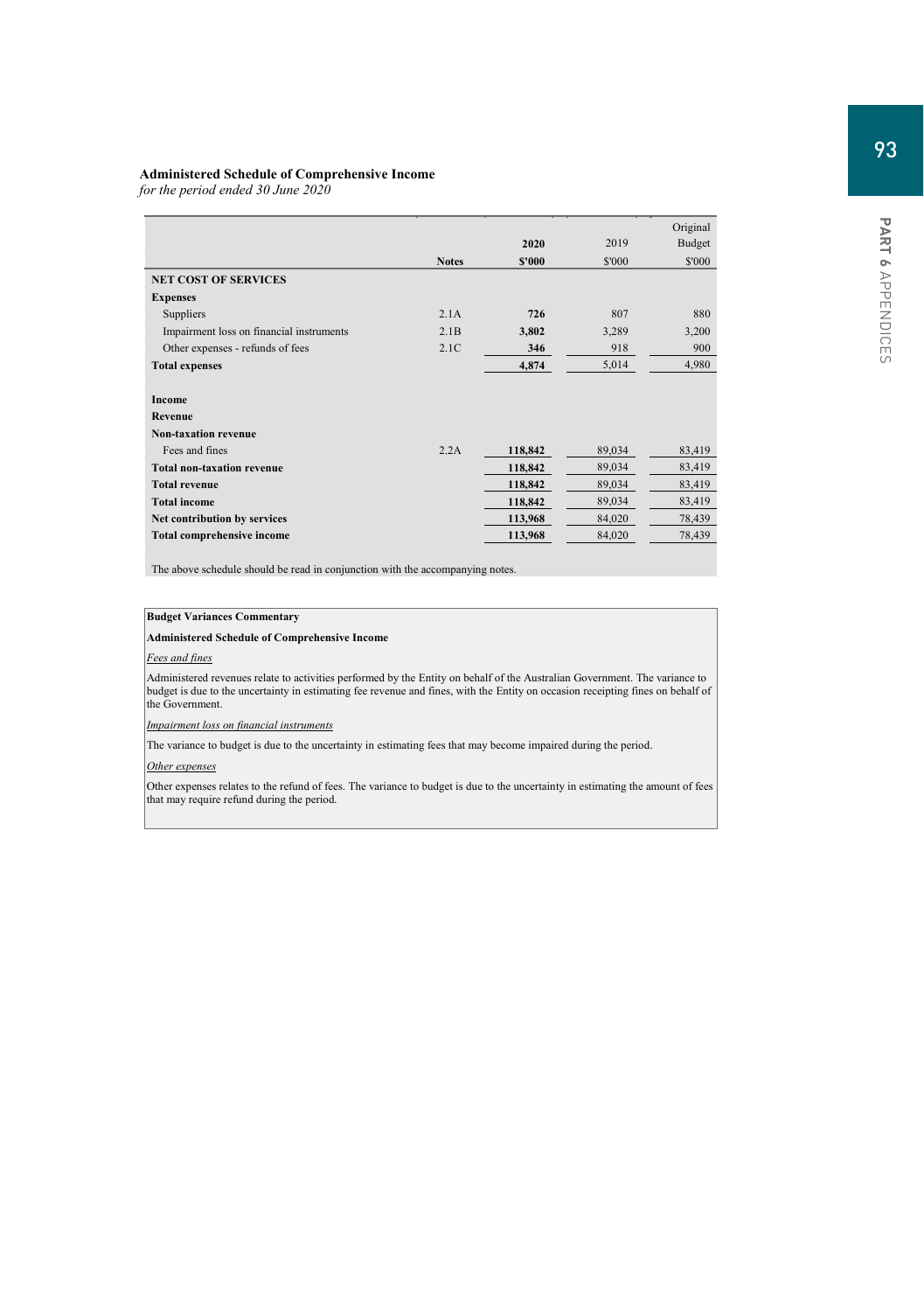**Administered Schedule of Comprehensive Income**
*for the period ended 30 June 2020*

| | Notes | 2020 $'000 | 2019 $'000 | Original Budget $'000 |
|---|---|---|---|---|
| **NET COST OF SERVICES** | | | | |
| **Expenses** | | | | |
| Suppliers | 2.1A | **726** | 807 | 880 |
| Impairment loss on financial instruments | 2.1B | **3,802** | 3,289 | 3,200 |
| Other expenses - refunds of fees | 2.1C | **346** | 918 | 900 |
| **Total expenses** | | **4,874** | 5,014 | 4,980 |
| | | | | |
| **Income** | | | | |
| **Revenue** | | | | |
| **Non-taxation revenue** | | | | |
| Fees and fines | 2.2A | **118,842** | 89,034 | 83,419 |
| **Total non-taxation revenue** | | **118,842** | 89,034 | 83,419 |
| **Total revenue** | | **118,842** | 89,034 | 83,419 |
| **Total income** | | **118,842** | 89,034 | 83,419 |
| **Net contribution by services** | | **113,968** | 84,020 | 78,439 |
| **Total comprehensive income** | | **113,968** | 84,020 | 78,439 |

The above schedule should be read in conjunction with the accompanying notes.

**Budget Variances Commentary**

**Administered Schedule of Comprehensive Income**

*Fees and fines*

Administered revenues relate to activities performed by the Entity on behalf of the Australian Government. The variance to budget is due to the uncertainty in estimating fee revenue and fines, with the Entity on occasion receipting fines on behalf of the Government.

*Impairment loss on financial instruments*

The variance to budget is due to the uncertainty in estimating fees that may become impaired during the period.

*Other expenses*

Other expenses relates to the refund of fees. The variance to budget is due to the uncertainty in estimating the amount of fees that may require refund during the period.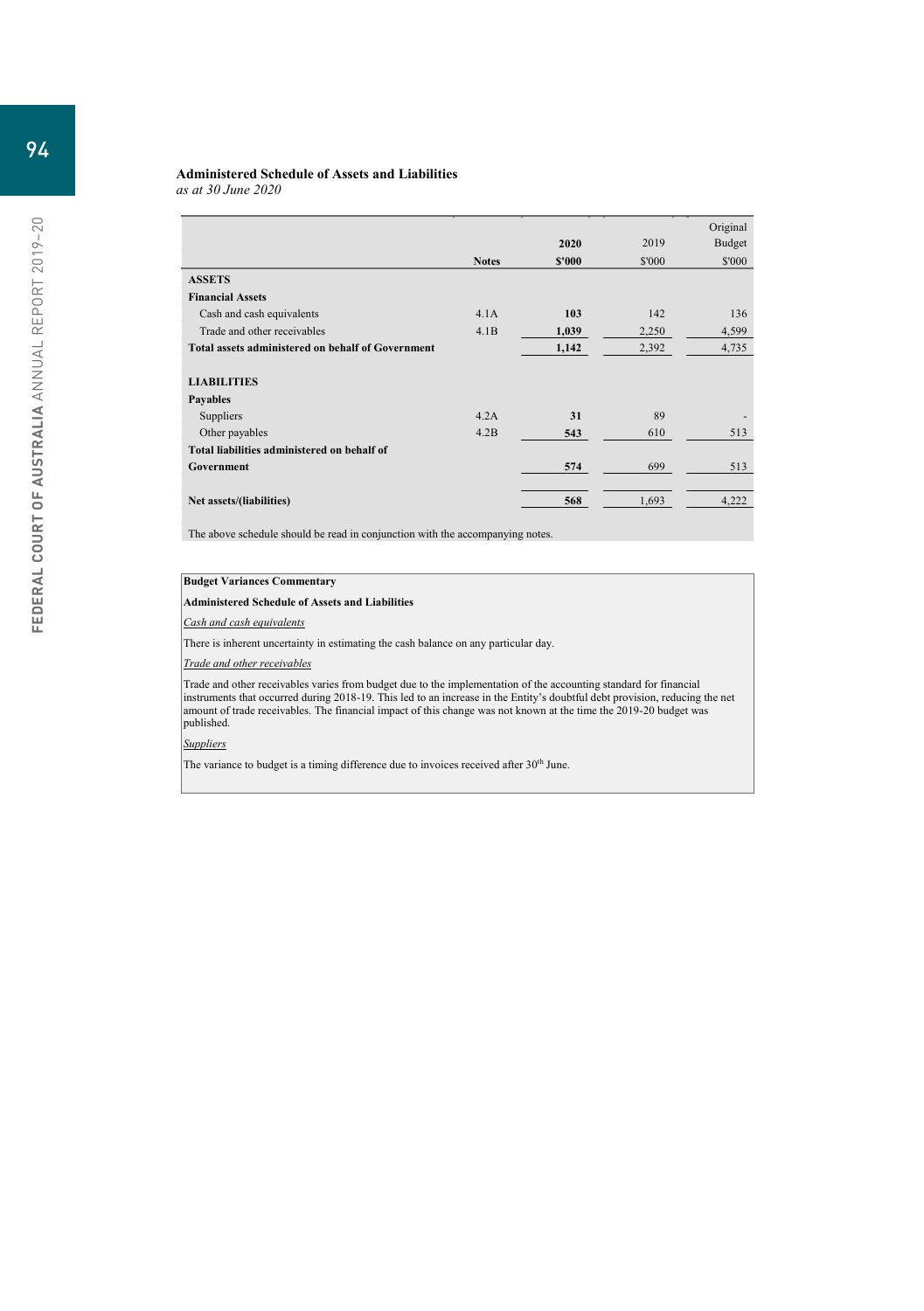**Administered Schedule of Assets and Liabilities**
*as at 30 June 2020*

| | Notes | 2020 $'000 | 2019 $'000 | Original Budget $'000 |
|---|---|---|---|---|
| **ASSETS** | | | | |
| **Financial Assets** | | | | |
| Cash and cash equivalents | 4.1A | **103** | 142 | 136 |
| Trade and other receivables | 4.1B | **1,039** | 2,250 | 4,599 |
| **Total assets administered on behalf of Government** | | **1,142** | 2,392 | 4,735 |
| | | | | |
| **LIABILITIES** | | | | |
| **Payables** | | | | |
| Suppliers | 4.2A | **31** | 89 | - |
| Other payables | 4.2B | **543** | 610 | 513 |
| **Total liabilities administered on behalf of Government** | | **574** | 699 | 513 |
| | | | | |
| **Net assets/(liabilities)** | | **568** | 1,693 | 4,222 |

The above schedule should be read in conjunction with the accompanying notes.

**Budget Variances Commentary**

**Administered Schedule of Assets and Liabilities**

*Cash and cash equivalents*

There is inherent uncertainty in estimating the cash balance on any particular day.

*Trade and other receivables*

Trade and other receivables varies from budget due to the implementation of the accounting standard for financial instruments that occurred during 2018-19. This led to an increase in the Entity's doubtful debt provision, reducing the net amount of trade receivables. The financial impact of this change was not known at the time the 2019-20 budget was published.

*Suppliers*

The variance to budget is a timing difference due to invoices received after 30th June.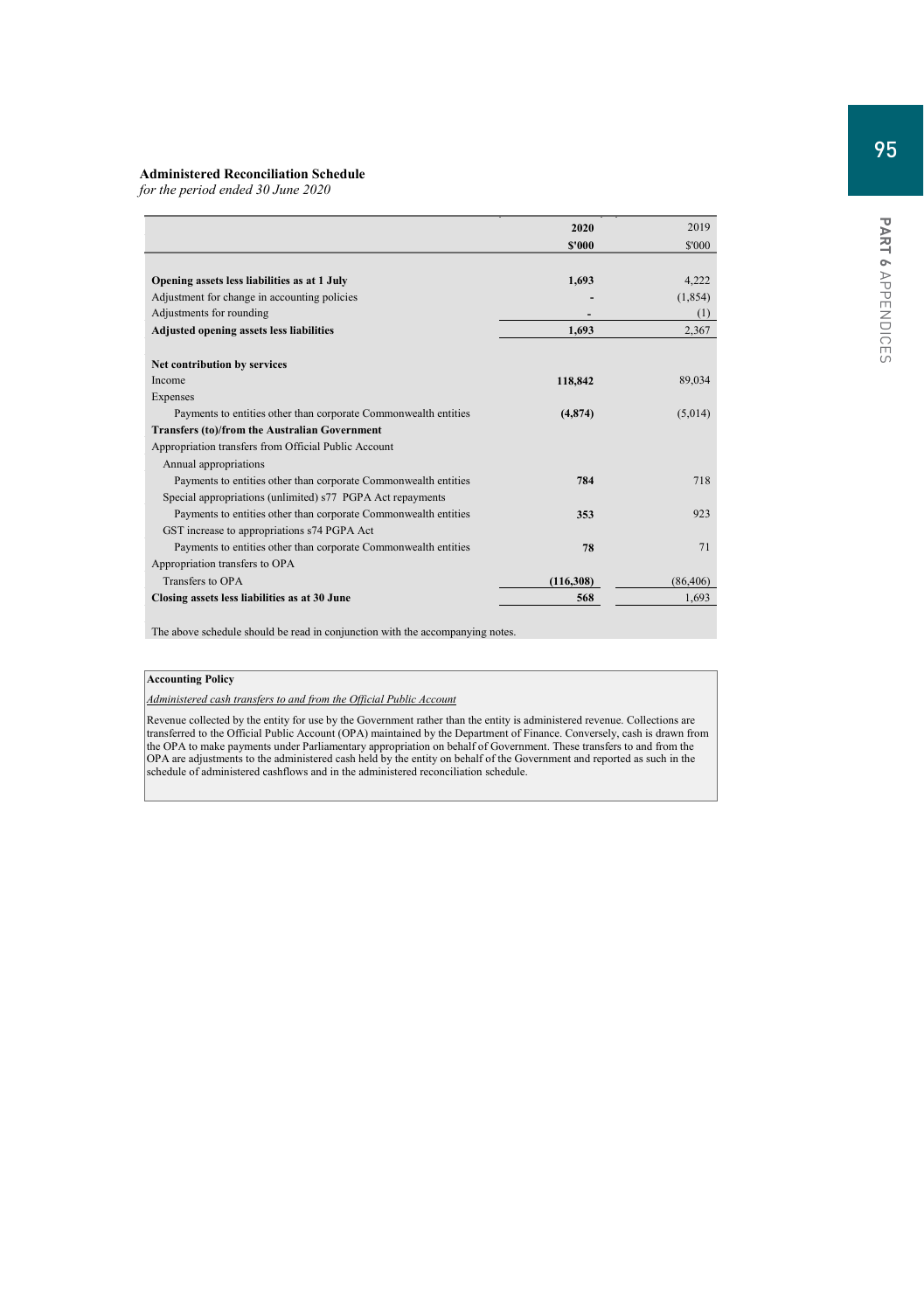**Administered Reconciliation Schedule**
*for the period ended 30 June 2020*

| | 2020 | 2019 |
|---|---|---|
| | $'000 | $'000 |
| **Opening assets less liabilities as at 1 July** | **1,693** | 4,222 |
| Adjustment for change in accounting policies | - | (1,854) |
| Adjustments for rounding | - | (1) |
| **Adjusted opening assets less liabilities** | **1,693** | 2,367 |
| **Net contribution by services** | | |
| Income | **118,842** | 89,034 |
| Expenses | | |
| Payments to entities other than corporate Commonwealth entities | **(4,874)** | (5,014) |
| **Transfers (to)/from the Australian Government** | | |
| Appropriation transfers from Official Public Account | | |
| Annual appropriations | | |
| Payments to entities other than corporate Commonwealth entities | **784** | 718 |
| Special appropriations (unlimited) s77 PGPA Act repayments | | |
| Payments to entities other than corporate Commonwealth entities | **353** | 923 |
| GST increase to appropriations s74 PGPA Act | | |
| Payments to entities other than corporate Commonwealth entities | **78** | 71 |
| Appropriation transfers to OPA | | |
| Transfers to OPA | **(116,308)** | (86,406) |
| **Closing assets less liabilities as at 30 June** | **568** | 1,693 |

The above schedule should be read in conjunction with the accompanying notes.

**Accounting Policy**

*Administered cash transfers to and from the Official Public Account*

Revenue collected by the entity for use by the Government rather than the entity is administered revenue. Collections are transferred to the Official Public Account (OPA) maintained by the Department of Finance. Conversely, cash is drawn from the OPA to make payments under Parliamentary appropriation on behalf of Government. These transfers to and from the OPA are adjustments to the administered cash held by the entity on behalf of the Government and reported as such in the schedule of administered cashflows and in the administered reconciliation schedule.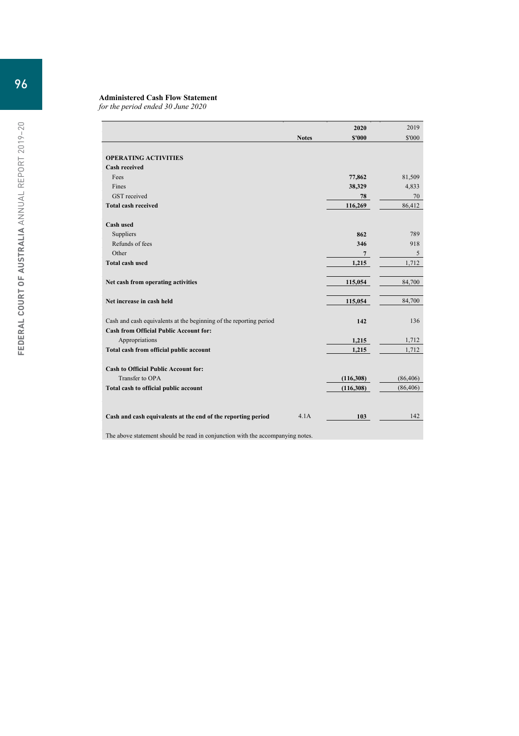## Administered Cash Flow Statement

*for the period ended 30 June 2020*

| | Notes | 2020 $'000 | 2019 $'000 |
|---|---|---|---|
| **OPERATING ACTIVITIES** | | | |
| **Cash received** | | | |
| Fees | | **77,862** | 81,509 |
| Fines | | **38,329** | 4,833 |
| GST received | | **78** | 70 |
| **Total cash received** | | **116,269** | 86,412 |
| **Cash used** | | | |
| Suppliers | | **862** | 789 |
| Refunds of fees | | **346** | 918 |
| Other | | **7** | 5 |
| **Total cash used** | | **1,215** | 1,712 |
| **Net cash from operating activities** | | **115,054** | 84,700 |
| **Net increase in cash held** | | **115,054** | 84,700 |
| Cash and cash equivalents at the beginning of the reporting period | | **142** | 136 |
| **Cash from Official Public Account for:** | | | |
| Appropriations | | **1,215** | 1,712 |
| **Total cash from official public account** | | **1,215** | 1,712 |
| **Cash to Official Public Account for:** | | | |
| Transfer to OPA | | **(116,308)** | (86,406) |
| **Total cash to official public account** | | **(116,308)** | (86,406) |
| **Cash and cash equivalents at the end of the reporting period** | 4.1A | **103** | 142 |

The above statement should be read in conjunction with the accompanying notes.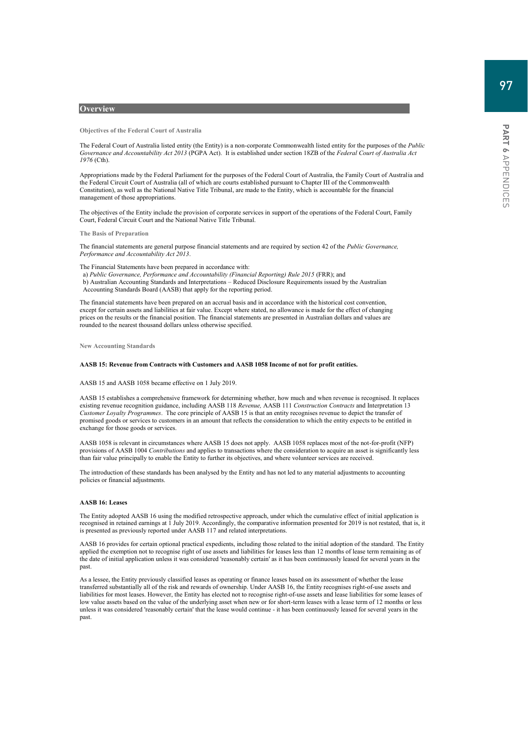## Overview

### Objectives of the Federal Court of Australia

The Federal Court of Australia listed entity (the Entity) is a non-corporate Commonwealth listed entity for the purposes of the *Public Governance and Accountability Act 2013* (PGPA Act). It is established under section 18ZB of the *Federal Court of Australia Act 1976* (Cth).

Appropriations made by the Federal Parliament for the purposes of the Federal Court of Australia, the Family Court of Australia and the Federal Circuit Court of Australia (all of which are courts established pursuant to Chapter III of the Commonwealth Constitution), as well as the National Native Title Tribunal, are made to the Entity, which is accountable for the financial management of those appropriations.

The objectives of the Entity include the provision of corporate services in support of the operations of the Federal Court, Family Court, Federal Circuit Court and the National Native Title Tribunal.

### The Basis of Preparation

The financial statements are general purpose financial statements and are required by section 42 of the *Public Governance, Performance and Accountability Act 2013*.

The Financial Statements have been prepared in accordance with:

a) *Public Governance, Performance and Accountability (Financial Reporting) Rule 2015* (FRR); and

b) Australian Accounting Standards and Interpretations – Reduced Disclosure Requirements issued by the Australian Accounting Standards Board (AASB) that apply for the reporting period.

The financial statements have been prepared on an accrual basis and in accordance with the historical cost convention, except for certain assets and liabilities at fair value. Except where stated, no allowance is made for the effect of changing prices on the results or the financial position. The financial statements are presented in Australian dollars and values are rounded to the nearest thousand dollars unless otherwise specified.

### New Accounting Standards

**AASB 15: Revenue from Contracts with Customers and AASB 1058 Income of not for profit entities.**

AASB 15 and AASB 1058 became effective on 1 July 2019.

AASB 15 establishes a comprehensive framework for determining whether, how much and when revenue is recognised. It replaces existing revenue recognition guidance, including AASB 118 *Revenue,* AASB 111 *Construction Contracts* and Interpretation 13 *Customer Loyalty Programmes*. The core principle of AASB 15 is that an entity recognises revenue to depict the transfer of promised goods or services to customers in an amount that reflects the consideration to which the entity expects to be entitled in exchange for those goods or services.

AASB 1058 is relevant in circumstances where AASB 15 does not apply. AASB 1058 replaces most of the not-for-profit (NFP) provisions of AASB 1004 *Contributions* and applies to transactions where the consideration to acquire an asset is significantly less than fair value principally to enable the Entity to further its objectives, and where volunteer services are received.

The introduction of these standards has been analysed by the Entity and has not led to any material adjustments to accounting policies or financial adjustments.

**AASB 16: Leases**

The Entity adopted AASB 16 using the modified retrospective approach, under which the cumulative effect of initial application is recognised in retained earnings at 1 July 2019. Accordingly, the comparative information presented for 2019 is not restated, that is, it is presented as previously reported under AASB 117 and related interpretations.

AASB 16 provides for certain optional practical expedients, including those related to the initial adoption of the standard. The Entity applied the exemption not to recognise right of use assets and liabilities for leases less than 12 months of lease term remaining as of the date of initial application unless it was considered 'reasonably certain' as it has been continuously leased for several years in the past.

As a lessee, the Entity previously classified leases as operating or finance leases based on its assessment of whether the lease transferred substantially all of the risk and rewards of ownership. Under AASB 16, the Entity recognises right-of-use assets and liabilities for most leases. However, the Entity has elected not to recognise right-of-use assets and lease liabilities for some leases of low value assets based on the value of the underlying asset when new or for short-term leases with a lease term of 12 months or less unless it was considered 'reasonably certain' that the lease would continue - it has been continuously leased for several years in the past.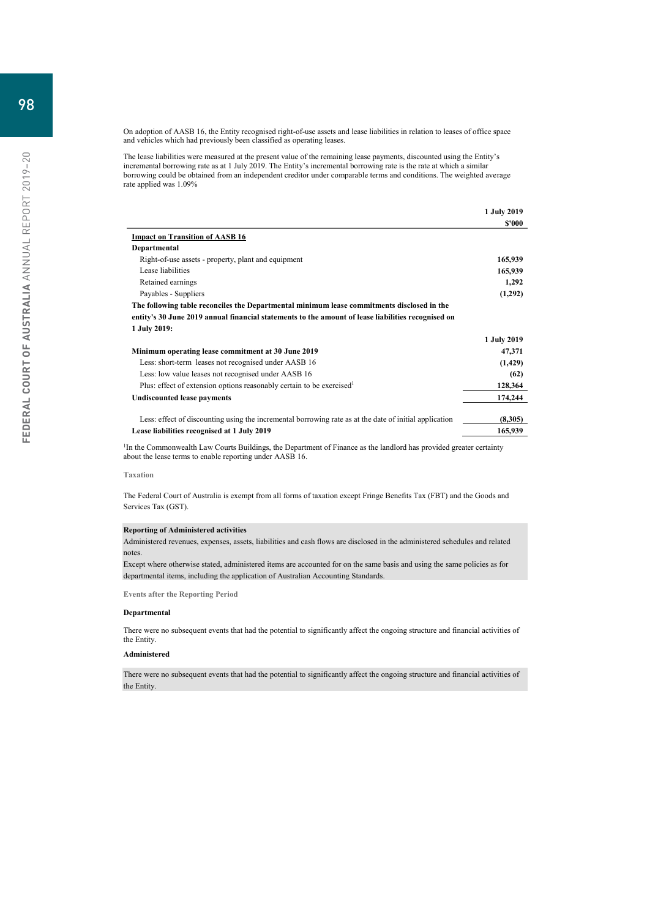On adoption of AASB 16, the Entity recognised right-of-use assets and lease liabilities in relation to leases of office space and vehicles which had previously been classified as operating leases.

The lease liabilities were measured at the present value of the remaining lease payments, discounted using the Entity's incremental borrowing rate as at 1 July 2019. The Entity's incremental borrowing rate is the rate at which a similar borrowing could be obtained from an independent creditor under comparable terms and conditions. The weighted average rate applied was 1.09%

| | 1 July 2019 |
|---|---|
| | $'000 |
| **Impact on Transition of AASB 16** | |
| **Departmental** | |
| Right-of-use assets - property, plant and equipment | **165,939** |
| Lease liabilities | **165,939** |
| Retained earnings | **1,292** |
| Payables - Suppliers | **(1,292)** |

**The following table reconciles the Departmental minimum lease commitments disclosed in the entity's 30 June 2019 annual financial statements to the amount of lease liabilities recognised on 1 July 2019:**

| | 1 July 2019 |
|---|---|
| **Minimum operating lease commitment at 30 June 2019** | **47,371** |
| Less: short-term leases not recognised under AASB 16 | **(1,429)** |
| Less: low value leases not recognised under AASB 16 | **(62)** |
| Plus: effect of extension options reasonably certain to be exercised[1] | **128,364** |
| **Undiscounted lease payments** | **174,244** |
| Less: effect of discounting using the incremental borrowing rate as at the date of initial application | **(8,305)** |
| **Lease liabilities recognised at 1 July 2019** | **165,939** |

[1]In the Commonwealth Law Courts Buildings, the Department of Finance as the landlord has provided greater certainty about the lease terms to enable reporting under AASB 16.

**Taxation**

The Federal Court of Australia is exempt from all forms of taxation except Fringe Benefits Tax (FBT) and the Goods and Services Tax (GST).

**Reporting of Administered activities**

Administered revenues, expenses, assets, liabilities and cash flows are disclosed in the administered schedules and related notes.

Except where otherwise stated, administered items are accounted for on the same basis and using the same policies as for departmental items, including the application of Australian Accounting Standards.

**Events after the Reporting Period**

**Departmental**

There were no subsequent events that had the potential to significantly affect the ongoing structure and financial activities of the Entity.

**Administered**

There were no subsequent events that had the potential to significantly affect the ongoing structure and financial activities of the Entity.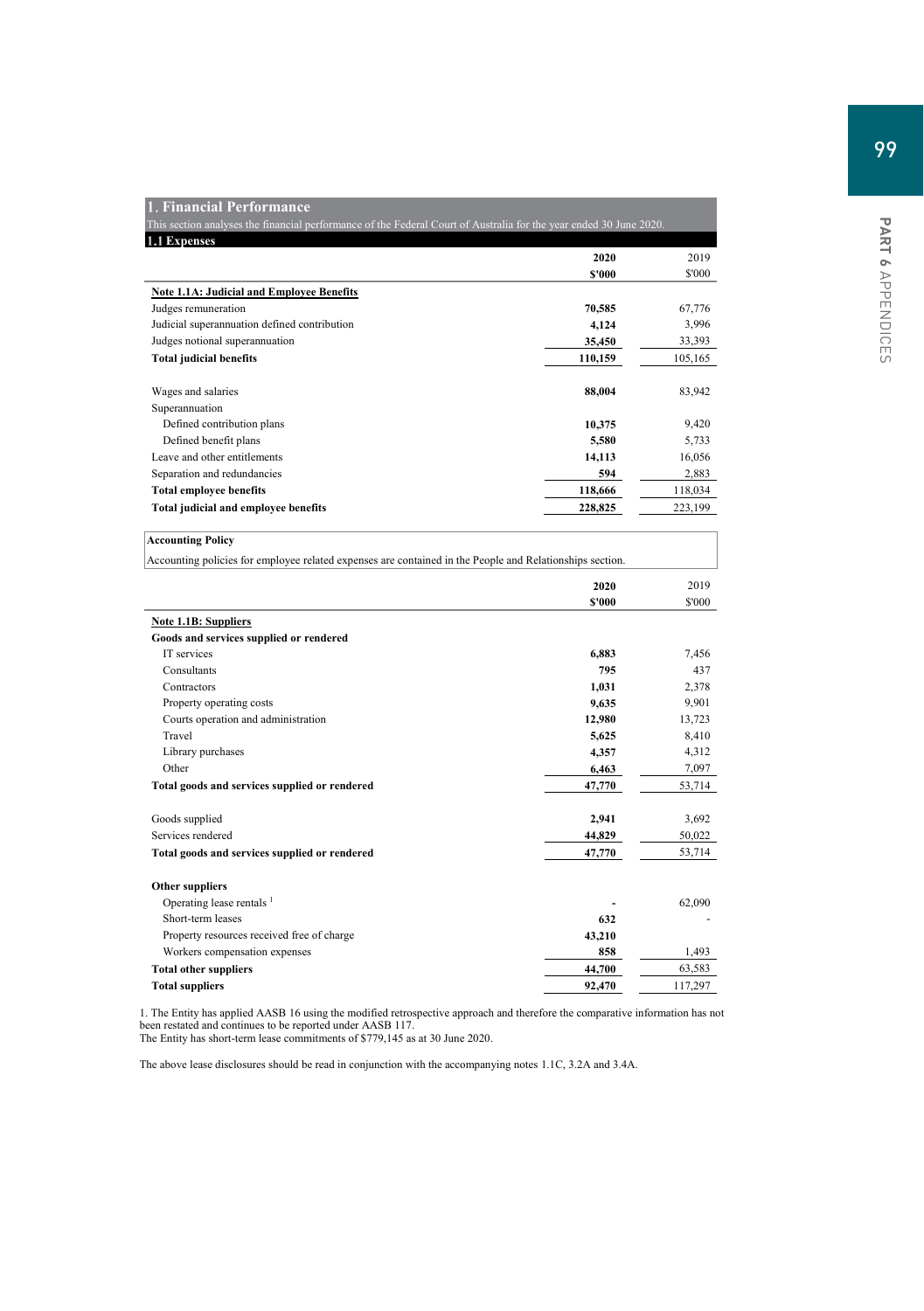## 1. Financial Performance

This section analyses the financial performance of the Federal Court of Australia for the year ended 30 June 2020.

### 1.1 Expenses

| | 2020 | 2019 |
|---|---|---|
| | **$'000** | $'000 |
| **Note 1.1A: Judicial and Employee Benefits** | | |
| Judges remuneration | **70,585** | 67,776 |
| Judicial superannuation defined contribution | **4,124** | 3,996 |
| Judges notional superannuation | **35,450** | 33,393 |
| **Total judicial benefits** | **110,159** | 105,165 |
| | | |
| Wages and salaries | **88,004** | 83,942 |
| Superannuation | | |
| Defined contribution plans | **10,375** | 9,420 |
| Defined benefit plans | **5,580** | 5,733 |
| Leave and other entitlements | **14,113** | 16,056 |
| Separation and redundancies | **594** | 2,883 |
| **Total employee benefits** | **118,666** | 118,034 |
| **Total judicial and employee benefits** | **228,825** | 223,199 |

**Accounting Policy**

Accounting policies for employee related expenses are contained in the People and Relationships section.

| | 2020 | 2019 |
|---|---|---|
| | **$'000** | $'000 |
| **Note 1.1B: Suppliers** | | |
| **Goods and services supplied or rendered** | | |
| IT services | **6,883** | 7,456 |
| Consultants | **795** | 437 |
| Contractors | **1,031** | 2,378 |
| Property operating costs | **9,635** | 9,901 |
| Courts operation and administration | **12,980** | 13,723 |
| Travel | **5,625** | 8,410 |
| Library purchases | **4,357** | 4,312 |
| Other | **6,463** | 7,097 |
| **Total goods and services supplied or rendered** | **47,770** | 53,714 |
| | | |
| Goods supplied | **2,941** | 3,692 |
| Services rendered | **44,829** | 50,022 |
| **Total goods and services supplied or rendered** | **47,770** | 53,714 |
| | | |
| **Other suppliers** | | |
| Operating lease rentals [1] | **-** | 62,090 |
| Short-term leases | **632** | - |
| Property resources received free of charge | **43,210** | |
| Workers compensation expenses | **858** | 1,493 |
| **Total other suppliers** | **44,700** | 63,583 |
| **Total suppliers** | **92,470** | 117,297 |

1. The Entity has applied AASB 16 using the modified retrospective approach and therefore the comparative information has not been restated and continues to be reported under AASB 117.
The Entity has short-term lease commitments of $779,145 as at 30 June 2020.

The above lease disclosures should be read in conjunction with the accompanying notes 1.1C, 3.2A and 3.4A.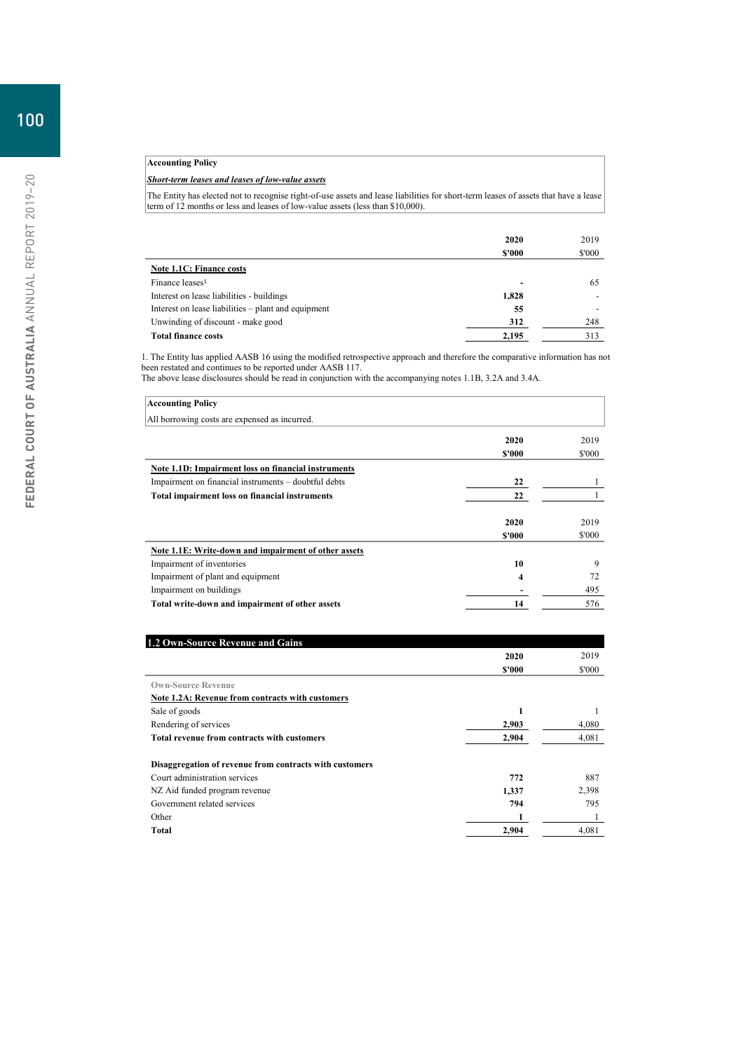**Accounting Policy**

***Short-term leases and leases of low-value assets***

The Entity has elected not to recognise right-of-use assets and lease liabilities for short-term leases of assets that have a lease term of 12 months or less and leases of low-value assets (less than $10,000).

| | 2020 | 2019 |
|---|---|---|
| | $'000 | $'000 |
| **Note 1.1C: Finance costs** | | |
| Finance leases[1] | - | 65 |
| Interest on lease liabilities - buildings | 1,828 | - |
| Interest on lease liabilities – plant and equipment | 55 | - |
| Unwinding of discount - make good | 312 | 248 |
| **Total finance costs** | **2,195** | **313** |

1. The Entity has applied AASB 16 using the modified retrospective approach and therefore the comparative information has not been restated and continues to be reported under AASB 117.

The above lease disclosures should be read in conjunction with the accompanying notes 1.1B, 3.2A and 3.4A.

**Accounting Policy**

All borrowing costs are expensed as incurred.

| | 2020 | 2019 |
|---|---|---|
| | $'000 | $'000 |
| **Note 1.1D: Impairment loss on financial instruments** | | |
| Impairment on financial instruments – doubtful debts | 22 | 1 |
| **Total impairment loss on financial instruments** | **22** | **1** |

| | 2020 | 2019 |
|---|---|---|
| | $'000 | $'000 |
| **Note 1.1E: Write-down and impairment of other assets** | | |
| Impairment of inventories | 10 | 9 |
| Impairment of plant and equipment | 4 | 72 |
| Impairment on buildings | - | 495 |
| **Total write-down and impairment of other assets** | **14** | **576** |

## 1.2 Own-Source Revenue and Gains

| | 2020 | 2019 |
|---|---|---|
| | $'000 | $'000 |
| **Own-Source Revenue** | | |
| **Note 1.2A: Revenue from contracts with customers** | | |
| Sale of goods | 1 | 1 |
| Rendering of services | 2,903 | 4,080 |
| **Total revenue from contracts with customers** | **2,904** | **4,081** |
| | | |
| **Disaggregation of revenue from contracts with customers** | | |
| Court administration services | 772 | 887 |
| NZ Aid funded program revenue | 1,337 | 2,398 |
| Government related services | 794 | 795 |
| Other | 1 | 1 |
| **Total** | **2,904** | **4,081** |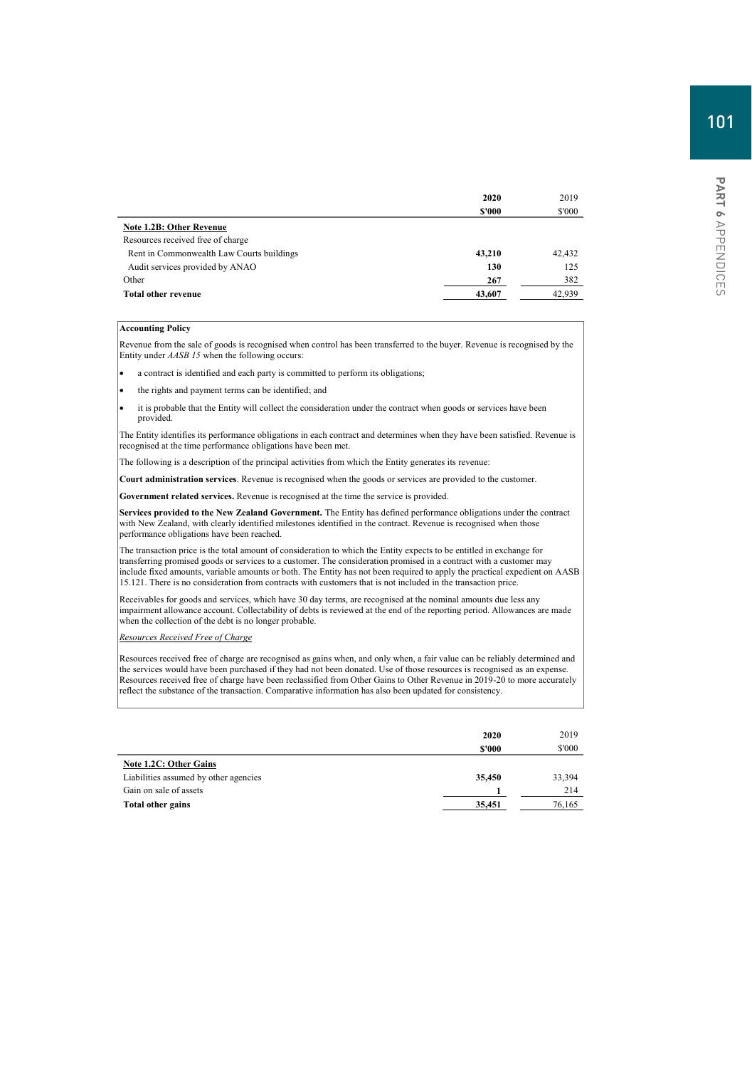| | 2020 | 2019 |
|---|---|---|
| | **$'000** | $'000 |
| **Note 1.2B: Other Revenue** | | |
| Resources received free of charge | | |
| Rent in Commonwealth Law Courts buildings | **43,210** | 42,432 |
| Audit services provided by ANAO | **130** | 125 |
| Other | **267** | 382 |
| **Total other revenue** | **43,607** | 42,939 |

**Accounting Policy**

Revenue from the sale of goods is recognised when control has been transferred to the buyer. Revenue is recognised by the Entity under *AASB 15* when the following occurs:

- a contract is identified and each party is committed to perform its obligations;
- the rights and payment terms can be identified; and
- it is probable that the Entity will collect the consideration under the contract when goods or services have been provided.

The Entity identifies its performance obligations in each contract and determines when they have been satisfied. Revenue is recognised at the time performance obligations have been met.

The following is a description of the principal activities from which the Entity generates its revenue:

**Court administration services**. Revenue is recognised when the goods or services are provided to the customer.

**Government related services.** Revenue is recognised at the time the service is provided.

**Services provided to the New Zealand Government.** The Entity has defined performance obligations under the contract with New Zealand, with clearly identified milestones identified in the contract. Revenue is recognised when those performance obligations have been reached.

The transaction price is the total amount of consideration to which the Entity expects to be entitled in exchange for transferring promised goods or services to a customer. The consideration promised in a contract with a customer may include fixed amounts, variable amounts or both. The Entity has not been required to apply the practical expedient on AASB 15.121. There is no consideration from contracts with customers that is not included in the transaction price.

Receivables for goods and services, which have 30 day terms, are recognised at the nominal amounts due less any impairment allowance account. Collectability of debts is reviewed at the end of the reporting period. Allowances are made when the collection of the debt is no longer probable.

*Resources Received Free of Charge*

Resources received free of charge are recognised as gains when, and only when, a fair value can be reliably determined and the services would have been purchased if they had not been donated. Use of those resources is recognised as an expense. Resources received free of charge have been reclassified from Other Gains to Other Revenue in 2019-20 to more accurately reflect the substance of the transaction. Comparative information has also been updated for consistency.

| | 2020 | 2019 |
|---|---|---|
| | **$'000** | $'000 |
| **Note 1.2C: Other Gains** | | |
| Liabilities assumed by other agencies | **35,450** | 33,394 |
| Gain on sale of assets | **1** | 214 |
| **Total other gains** | **35,451** | 76,165 |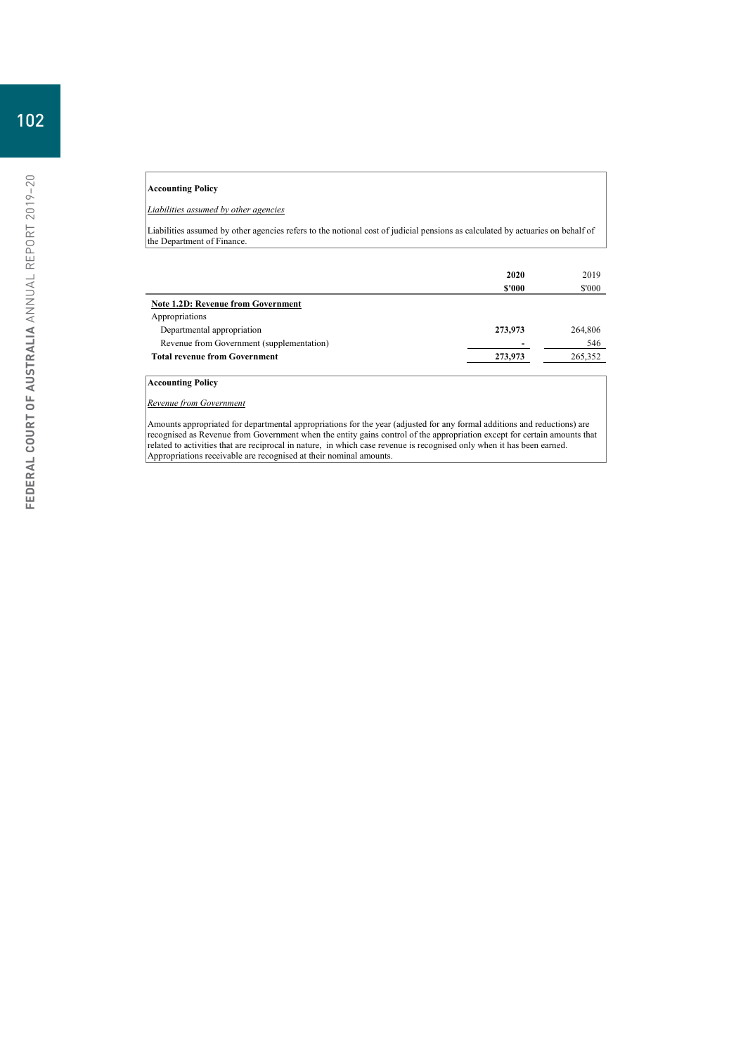**Accounting Policy**

*Liabilities assumed by other agencies*

Liabilities assumed by other agencies refers to the notional cost of judicial pensions as calculated by actuaries on behalf of the Department of Finance.

| | **2020** | 2019 |
|---|---|---|
| | **$'000** | $'000 |
| **Note 1.2D: Revenue from Government** | | |
| Appropriations | | |
| Departmental appropriation | **273,973** | 264,806 |
| Revenue from Government (supplementation) | **-** | 546 |
| **Total revenue from Government** | **273,973** | 265,352 |

**Accounting Policy**

*Revenue from Government*

Amounts appropriated for departmental appropriations for the year (adjusted for any formal additions and reductions) are recognised as Revenue from Government when the entity gains control of the appropriation except for certain amounts that related to activities that are reciprocal in nature, in which case revenue is recognised only when it has been earned. Appropriations receivable are recognised at their nominal amounts.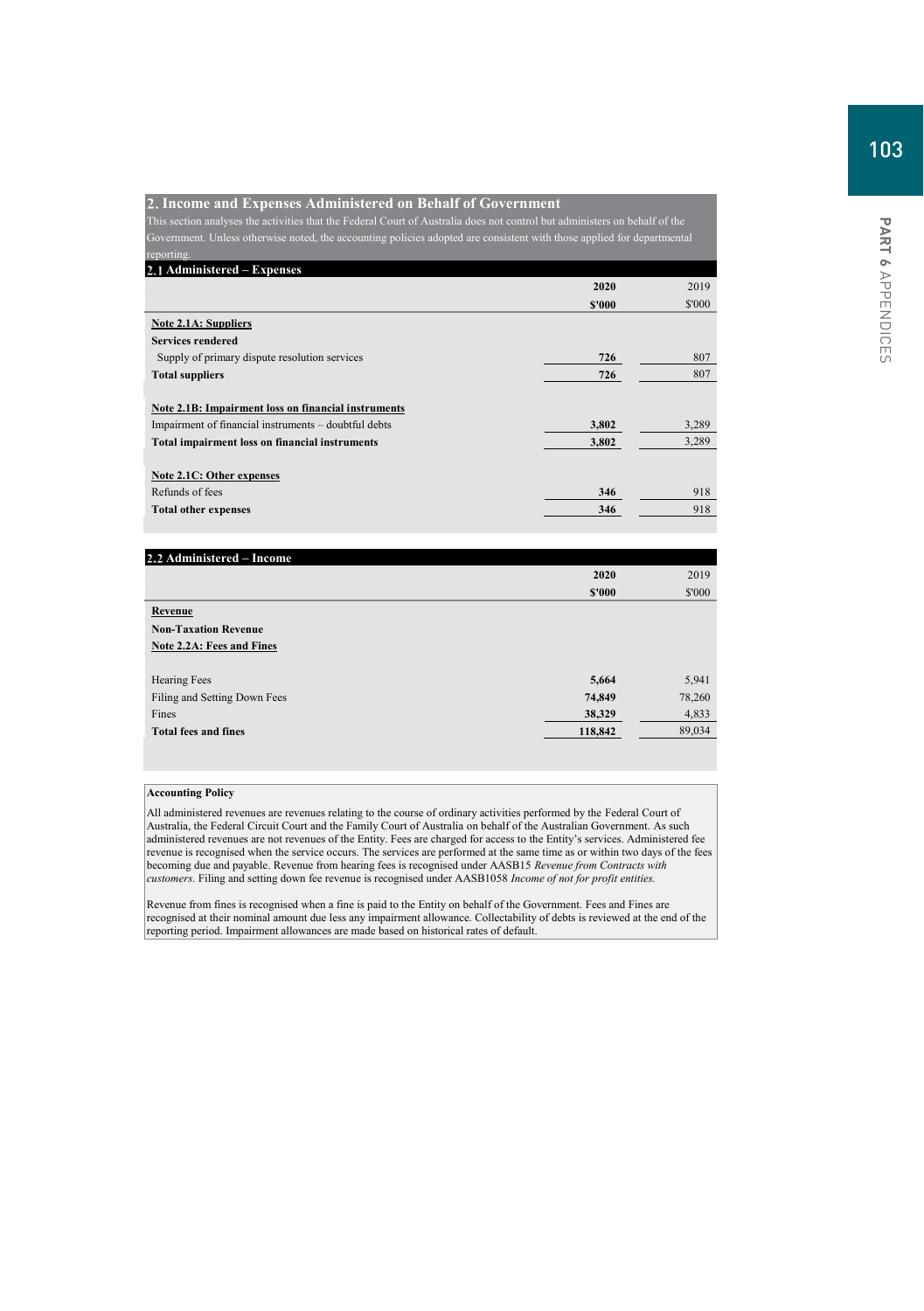## 2. Income and Expenses Administered on Behalf of Government

This section analyses the activities that the Federal Court of Australia does not control but administers on behalf of the Government. Unless otherwise noted, the accounting policies adopted are consistent with those applied for departmental reporting.

### 2.1 Administered – Expenses

| | 2020 | 2019 |
|---|---|---|
| | **$'000** | $'000 |
| **Note 2.1A: Suppliers** | | |
| **Services rendered** | | |
| Supply of primary dispute resolution services | **726** | 807 |
| **Total suppliers** | **726** | 807 |
| | | |
| **Note 2.1B: Impairment loss on financial instruments** | | |
| Impairment of financial instruments – doubtful debts | **3,802** | 3,289 |
| **Total impairment loss on financial instruments** | **3,802** | 3,289 |
| | | |
| **Note 2.1C: Other expenses** | | |
| Refunds of fees | **346** | 918 |
| **Total other expenses** | **346** | 918 |

### 2.2 Administered – Income

| | 2020 | 2019 |
|---|---|---|
| | **$'000** | $'000 |
| **Revenue** | | |
| **Non-Taxation Revenue** | | |
| **Note 2.2A: Fees and Fines** | | |
| | | |
| Hearing Fees | **5,664** | 5,941 |
| Filing and Setting Down Fees | **74,849** | 78,260 |
| Fines | **38,329** | 4,833 |
| **Total fees and fines** | **118,842** | 89,034 |

**Accounting Policy**

All administered revenues are revenues relating to the course of ordinary activities performed by the Federal Court of Australia, the Federal Circuit Court and the Family Court of Australia on behalf of the Australian Government. As such administered revenues are not revenues of the Entity. Fees are charged for access to the Entity's services. Administered fee revenue is recognised when the service occurs. The services are performed at the same time as or within two days of the fees becoming due and payable. Revenue from hearing fees is recognised under AASB15 *Revenue from Contracts with customers.* Filing and setting down fee revenue is recognised under AASB1058 *Income of not for profit entities.*

Revenue from fines is recognised when a fine is paid to the Entity on behalf of the Government. Fees and Fines are recognised at their nominal amount due less any impairment allowance. Collectability of debts is reviewed at the end of the reporting period. Impairment allowances are made based on historical rates of default.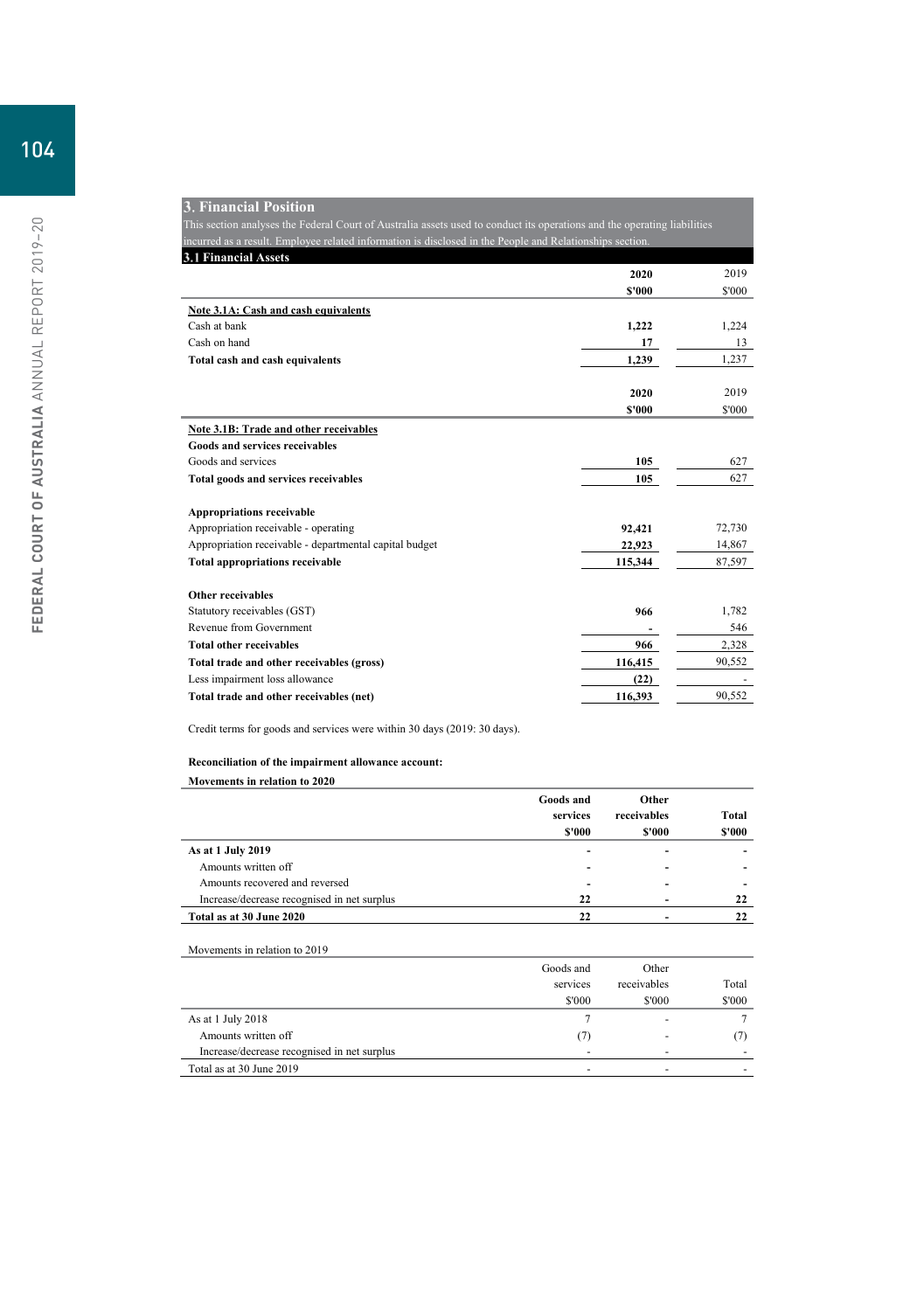## 3. Financial Position

This section analyses the Federal Court of Australia assets used to conduct its operations and the operating liabilities incurred as a result. Employee related information is disclosed in the People and Relationships section.

### 3.1 Financial Assets

| | 2020 $'000 | 2019 $'000 |
|---|---|---|
| **Note 3.1A: Cash and cash equivalents** | | |
| Cash at bank | **1,222** | 1,224 |
| Cash on hand | **17** | 13 |
| **Total cash and cash equivalents** | **1,239** | 1,237 |

| | 2020 $'000 | 2019 $'000 |
|---|---|---|
| **Note 3.1B: Trade and other receivables** | | |
| **Goods and services receivables** | | |
| Goods and services | **105** | 627 |
| **Total goods and services receivables** | **105** | 627 |
| **Appropriations receivable** | | |
| Appropriation receivable - operating | **92,421** | 72,730 |
| Appropriation receivable - departmental capital budget | **22,923** | 14,867 |
| **Total appropriations receivable** | **115,344** | 87,597 |
| **Other receivables** | | |
| Statutory receivables (GST) | **966** | 1,782 |
| Revenue from Government | **-** | 546 |
| **Total other receivables** | **966** | 2,328 |
| **Total trade and other receivables (gross)** | **116,415** | 90,552 |
| Less impairment loss allowance | **(22)** | - |
| **Total trade and other receivables (net)** | **116,393** | 90,552 |

Credit terms for goods and services were within 30 days (2019: 30 days).

**Reconciliation of the impairment allowance account:**

**Movements in relation to 2020**

| | Goods and services $'000 | Other receivables $'000 | Total $'000 |
|---|---|---|---|
| **As at 1 July 2019** | **-** | **-** | **-** |
| Amounts written off | **-** | **-** | **-** |
| Amounts recovered and reversed | **-** | **-** | **-** |
| Increase/decrease recognised in net surplus | **22** | **-** | **22** |
| **Total as at 30 June 2020** | **22** | **-** | **22** |

Movements in relation to 2019

| | Goods and services $'000 | Other receivables $'000 | Total $'000 |
|---|---|---|---|
| As at 1 July 2018 | 7 | - | 7 |
| Amounts written off | (7) | - | (7) |
| Increase/decrease recognised in net surplus | - | - | - |
| Total as at 30 June 2019 | - | - | - |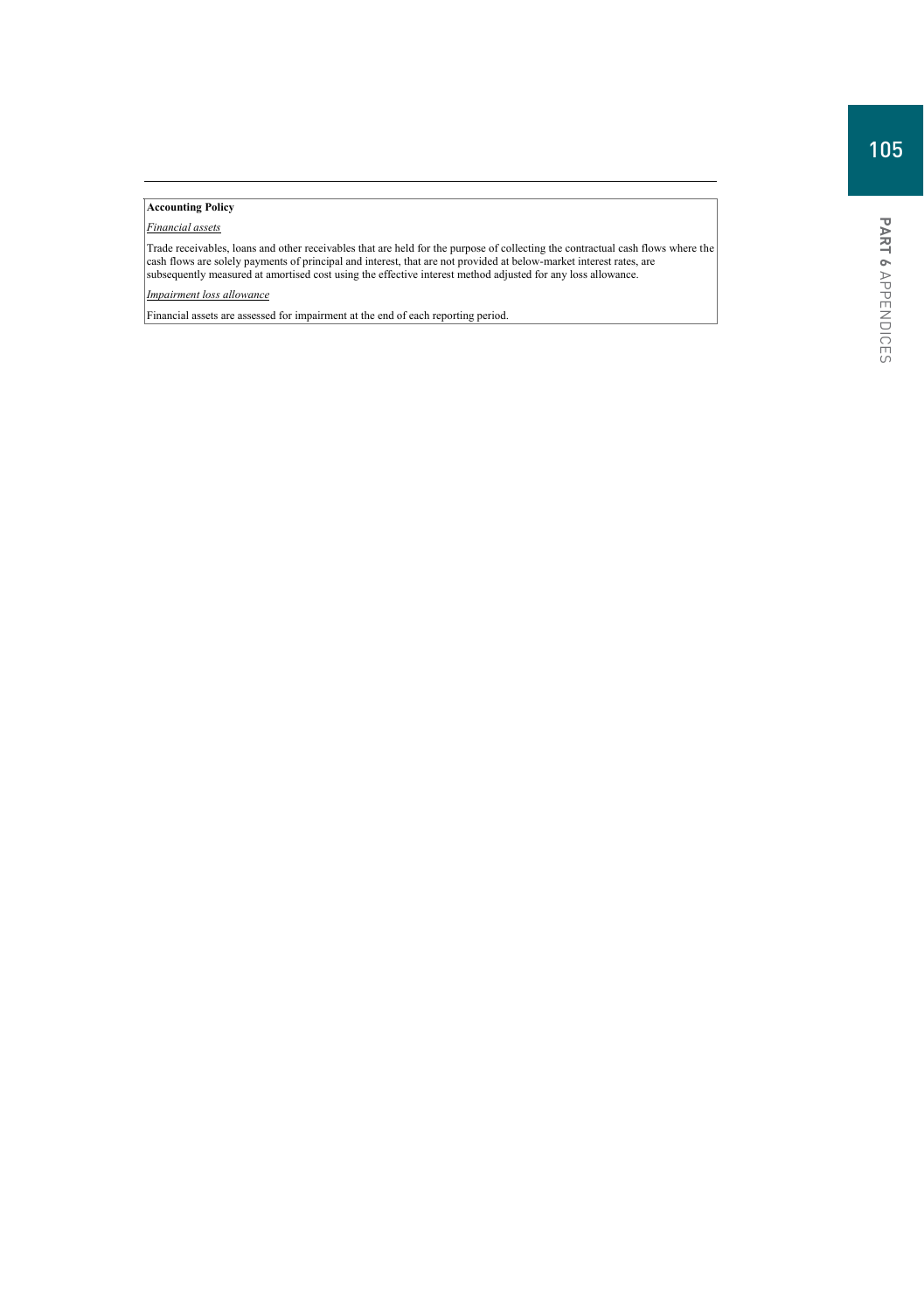**Accounting Policy**

*Financial assets*

Trade receivables, loans and other receivables that are held for the purpose of collecting the contractual cash flows where the cash flows are solely payments of principal and interest, that are not provided at below-market interest rates, are subsequently measured at amortised cost using the effective interest method adjusted for any loss allowance.

*Impairment loss allowance*

Financial assets are assessed for impairment at the end of each reporting period.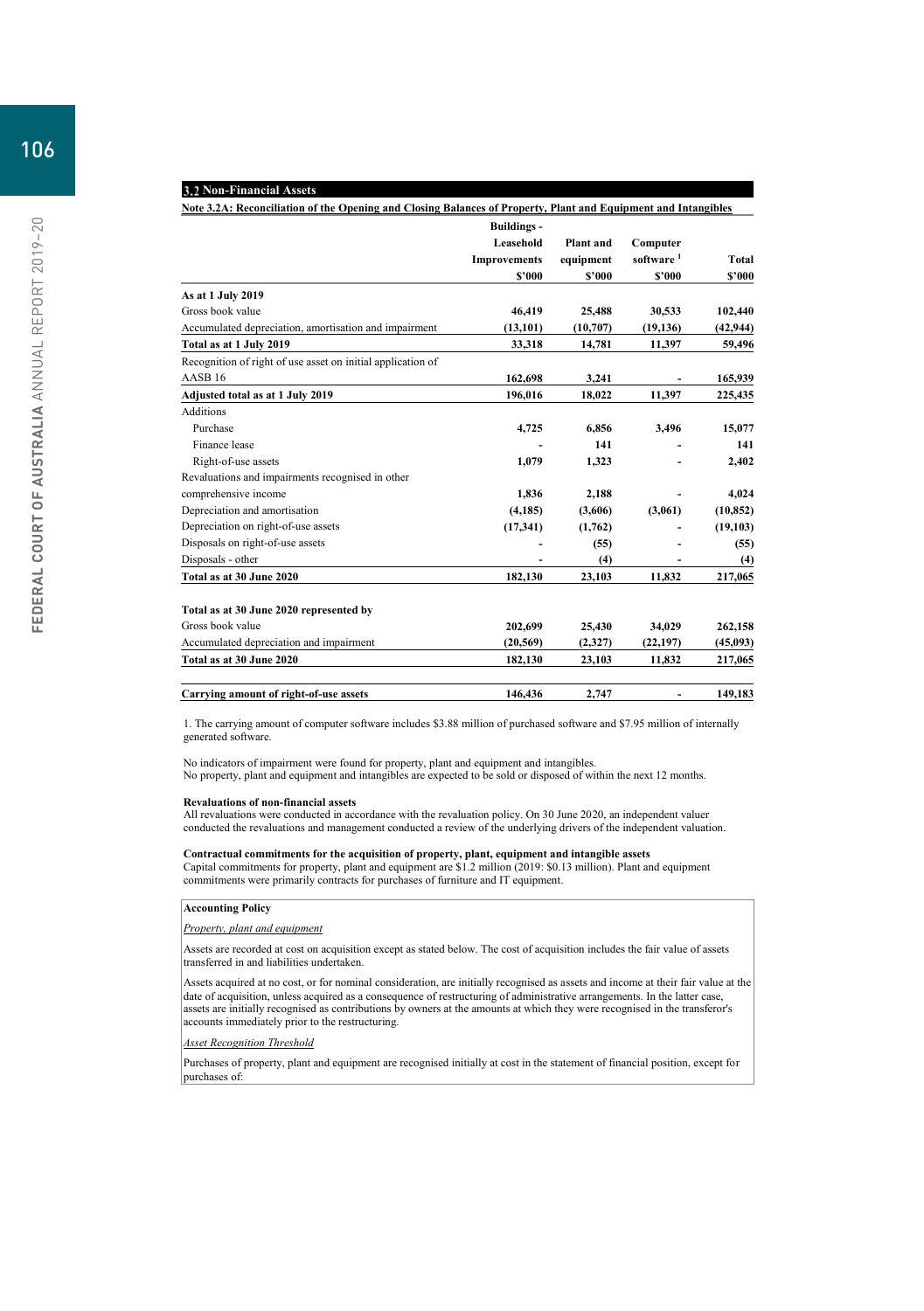## 3.2 Non-Financial Assets

**Note 3.2A: Reconciliation of the Opening and Closing Balances of Property, Plant and Equipment and Intangibles**

| | Buildings - Leasehold Improvements | Plant and equipment | Computer software [1] | Total |
|---|---|---|---|---|
| | $'000 | $'000 | $'000 | $'000 |
| **As at 1 July 2019** | | | | |
| Gross book value | **46,419** | **25,488** | **30,533** | **102,440** |
| Accumulated depreciation, amortisation and impairment | **(13,101)** | **(10,707)** | **(19,136)** | **(42,944)** |
| **Total as at 1 July 2019** | **33,318** | **14,781** | **11,397** | **59,496** |
| Recognition of right of use asset on initial application of AASB 16 | **162,698** | **3,241** | **-** | **165,939** |
| **Adjusted total as at 1 July 2019** | **196,016** | **18,022** | **11,397** | **225,435** |
| Additions | | | | |
| Purchase | **4,725** | **6,856** | **3,496** | **15,077** |
| Finance lease | **-** | **141** | **-** | **141** |
| Right-of-use assets | **1,079** | **1,323** | **-** | **2,402** |
| Revaluations and impairments recognised in other comprehensive income | **1,836** | **2,188** | **-** | **4,024** |
| Depreciation and amortisation | **(4,185)** | **(3,606)** | **(3,061)** | **(10,852)** |
| Depreciation on right-of-use assets | **(17,341)** | **(1,762)** | **-** | **(19,103)** |
| Disposals on right-of-use assets | **-** | **(55)** | **-** | **(55)** |
| Disposals - other | **-** | **(4)** | **-** | **(4)** |
| **Total as at 30 June 2020** | **182,130** | **23,103** | **11,832** | **217,065** |
| | | | | |
| **Total as at 30 June 2020 represented by** | | | | |
| Gross book value | **202,699** | **25,430** | **34,029** | **262,158** |
| Accumulated depreciation and impairment | **(20,569)** | **(2,327)** | **(22,197)** | **(45,093)** |
| **Total as at 30 June 2020** | **182,130** | **23,103** | **11,832** | **217,065** |
| | | | | |
| **Carrying amount of right-of-use assets** | **146,436** | **2,747** | **-** | **149,183** |

1. The carrying amount of computer software includes $3.88 million of purchased software and $7.95 million of internally generated software.

No indicators of impairment were found for property, plant and equipment and intangibles.
No property, plant and equipment and intangibles are expected to be sold or disposed of within the next 12 months.

**Revaluations of non-financial assets**
All revaluations were conducted in accordance with the revaluation policy. On 30 June 2020, an independent valuer conducted the revaluations and management conducted a review of the underlying drivers of the independent valuation.

**Contractual commitments for the acquisition of property, plant, equipment and intangible assets**
Capital commitments for property, plant and equipment are $1.2 million (2019: $0.13 million). Plant and equipment commitments were primarily contracts for purchases of furniture and IT equipment.

**Accounting Policy**

*Property, plant and equipment*

Assets are recorded at cost on acquisition except as stated below. The cost of acquisition includes the fair value of assets transferred in and liabilities undertaken.

Assets acquired at no cost, or for nominal consideration, are initially recognised as assets and income at their fair value at the date of acquisition, unless acquired as a consequence of restructuring of administrative arrangements. In the latter case, assets are initially recognised as contributions by owners at the amounts at which they were recognised in the transferor's accounts immediately prior to the restructuring.

*Asset Recognition Threshold*

Purchases of property, plant and equipment are recognised initially at cost in the statement of financial position, except for purchases of: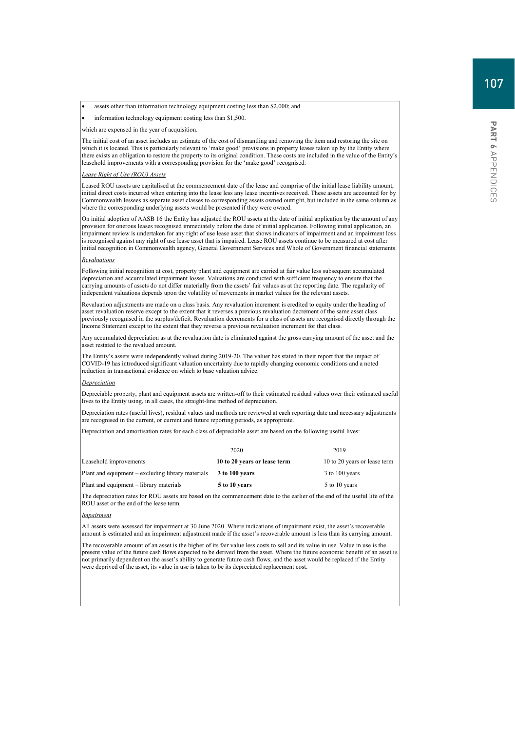- assets other than information technology equipment costing less than $2,000; and
- information technology equipment costing less than $1,500.

which are expensed in the year of acquisition.

The initial cost of an asset includes an estimate of the cost of dismantling and removing the item and restoring the site on which it is located. This is particularly relevant to 'make good' provisions in property leases taken up by the Entity where there exists an obligation to restore the property to its original condition. These costs are included in the value of the Entity's leasehold improvements with a corresponding provision for the 'make good' recognised.

*Lease Right of Use (ROU) Assets*

Leased ROU assets are capitalised at the commencement date of the lease and comprise of the initial lease liability amount, initial direct costs incurred when entering into the lease less any lease incentives received. These assets are accounted for by Commonwealth lessees as separate asset classes to corresponding assets owned outright, but included in the same column as where the corresponding underlying assets would be presented if they were owned.

On initial adoption of AASB 16 the Entity has adjusted the ROU assets at the date of initial application by the amount of any provision for onerous leases recognised immediately before the date of initial application. Following initial application, an impairment review is undertaken for any right of use lease asset that shows indicators of impairment and an impairment loss is recognised against any right of use lease asset that is impaired. Lease ROU assets continue to be measured at cost after initial recognition in Commonwealth agency, General Government Services and Whole of Government financial statements.

*Revaluations*

Following initial recognition at cost, property plant and equipment are carried at fair value less subsequent accumulated depreciation and accumulated impairment losses. Valuations are conducted with sufficient frequency to ensure that the carrying amounts of assets do not differ materially from the assets' fair values as at the reporting date. The regularity of independent valuations depends upon the volatility of movements in market values for the relevant assets.

Revaluation adjustments are made on a class basis. Any revaluation increment is credited to equity under the heading of asset revaluation reserve except to the extent that it reverses a previous revaluation decrement of the same asset class previously recognised in the surplus/deficit. Revaluation decrements for a class of assets are recognised directly through the Income Statement except to the extent that they reverse a previous revaluation increment for that class.

Any accumulated depreciation as at the revaluation date is eliminated against the gross carrying amount of the asset and the asset restated to the revalued amount.

The Entity's assets were independently valued during 2019-20. The valuer has stated in their report that the impact of COVID-19 has introduced significant valuation uncertainty due to rapidly changing economic conditions and a noted reduction in transactional evidence on which to base valuation advice.

*Depreciation*

Depreciable property, plant and equipment assets are written-off to their estimated residual values over their estimated useful lives to the Entity using, in all cases, the straight-line method of depreciation.

Depreciation rates (useful lives), residual values and methods are reviewed at each reporting date and necessary adjustments are recognised in the current, or current and future reporting periods, as appropriate.

Depreciation and amortisation rates for each class of depreciable asset are based on the following useful lives:

| | 2020 | 2019 |
|---|---|---|
| Leasehold improvements | **10 to 20 years or lease term** | 10 to 20 years or lease term |
| Plant and equipment – excluding library materials | **3 to 100 years** | 3 to 100 years |
| Plant and equipment – library materials | **5 to 10 years** | 5 to 10 years |

The depreciation rates for ROU assets are based on the commencement date to the earlier of the end of the useful life of the ROU asset or the end of the lease term.

*Impairment*

All assets were assessed for impairment at 30 June 2020. Where indications of impairment exist, the asset's recoverable amount is estimated and an impairment adjustment made if the asset's recoverable amount is less than its carrying amount.

The recoverable amount of an asset is the higher of its fair value less costs to sell and its value in use. Value in use is the present value of the future cash flows expected to be derived from the asset. Where the future economic benefit of an asset is not primarily dependent on the asset's ability to generate future cash flows, and the asset would be replaced if the Entity were deprived of the asset, its value in use is taken to be its depreciated replacement cost.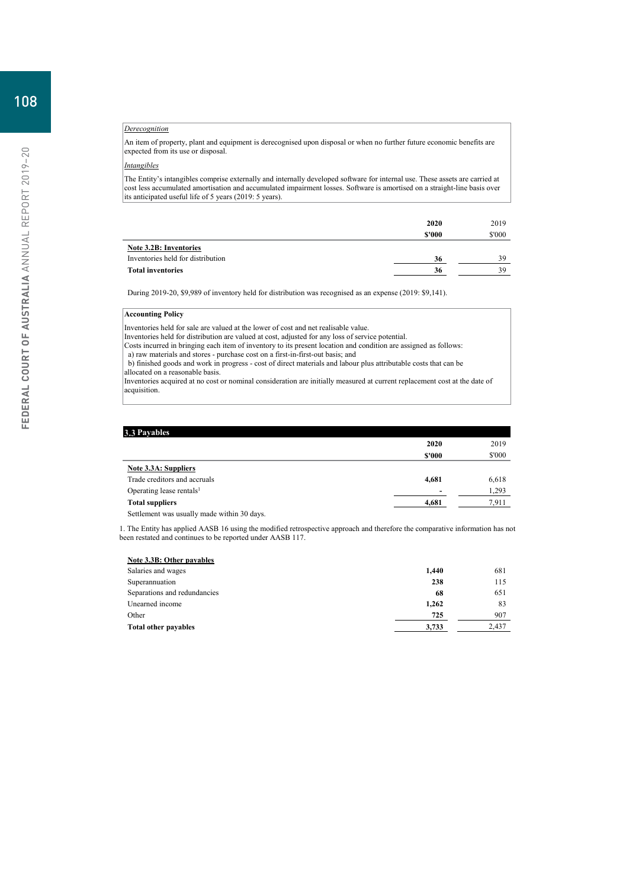*Derecognition*

An item of property, plant and equipment is derecognised upon disposal or when no further future economic benefits are expected from its use or disposal.

*Intangibles*

The Entity's intangibles comprise externally and internally developed software for internal use. These assets are carried at cost less accumulated amortisation and accumulated impairment losses. Software is amortised on a straight-line basis over its anticipated useful life of 5 years (2019: 5 years).

| | 2020 | 2019 |
|---|---|---|
| | $'000 | $'000 |
| **Note 3.2B: Inventories** | | |
| Inventories held for distribution | 36 | 39 |
| **Total inventories** | **36** | 39 |

During 2019-20, $9,989 of inventory held for distribution was recognised as an expense (2019: $9,141).

**Accounting Policy**

Inventories held for sale are valued at the lower of cost and net realisable value.
Inventories held for distribution are valued at cost, adjusted for any loss of service potential.
Costs incurred in bringing each item of inventory to its present location and condition are assigned as follows:
a) raw materials and stores - purchase cost on a first-in-first-out basis; and
b) finished goods and work in progress - cost of direct materials and labour plus attributable costs that can be allocated on a reasonable basis.
Inventories acquired at no cost or nominal consideration are initially measured at current replacement cost at the date of acquisition.

## 3.3 Payables

| | 2020 | 2019 |
|---|---|---|
| | $'000 | $'000 |
| **Note 3.3A: Suppliers** | | |
| Trade creditors and accruals | 4,681 | 6,618 |
| Operating lease rentals[1] | - | 1,293 |
| **Total suppliers** | **4,681** | 7,911 |

Settlement was usually made within 30 days.

1. The Entity has applied AASB 16 using the modified retrospective approach and therefore the comparative information has not been restated and continues to be reported under AASB 117.

| | 2020 | 2019 |
|---|---|---|
| **Note 3.3B: Other payables** | | |
| Salaries and wages | 1,440 | 681 |
| Superannuation | 238 | 115 |
| Separations and redundancies | 68 | 651 |
| Unearned income | 1,262 | 83 |
| Other | 725 | 907 |
| **Total other payables** | **3,733** | 2,437 |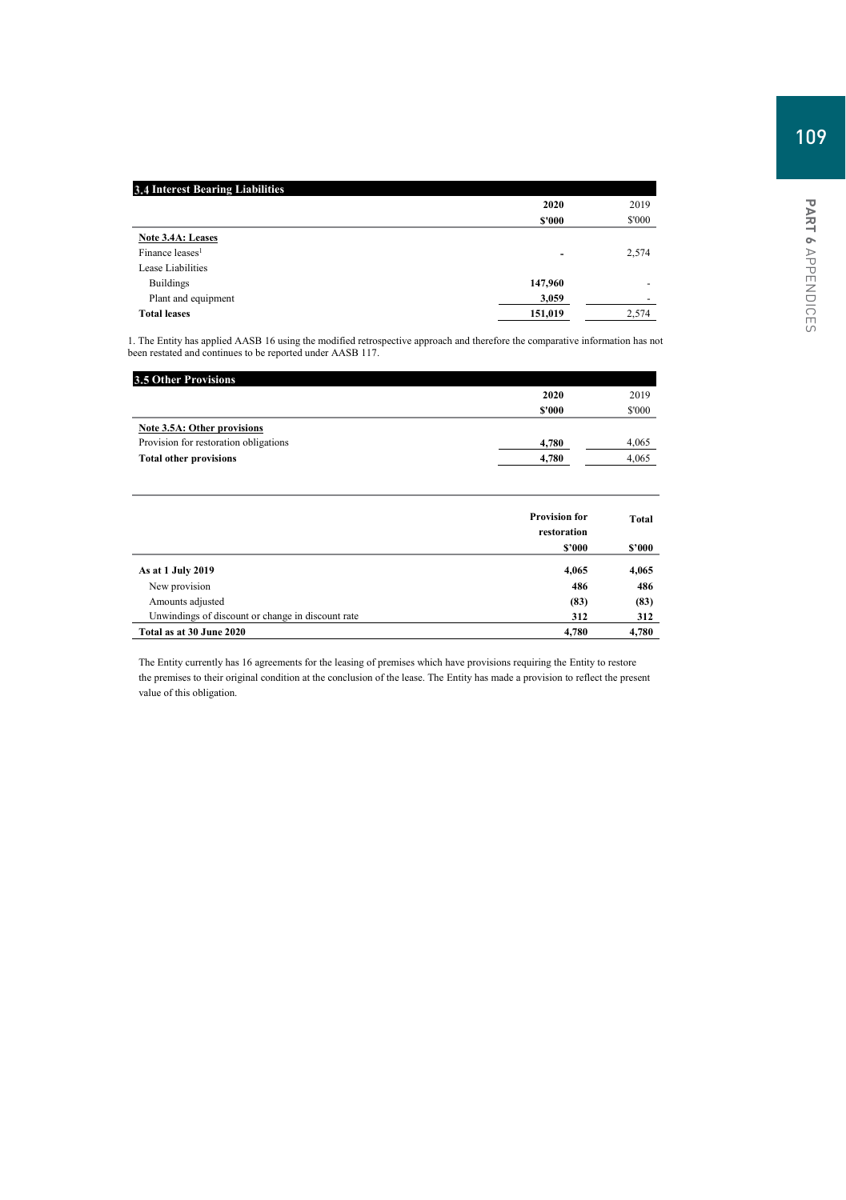## 3.4 Interest Bearing Liabilities

| | 2020 | 2019 |
|---|---|---|
| | **\$'000** | \$'000 |
| **Note 3.4A: Leases** | | |
| Finance leases[1] | - | 2,574 |
| Lease Liabilities | | |
| Buildings | **147,960** | - |
| Plant and equipment | **3,059** | - |
| **Total leases** | **151,019** | 2,574 |

1. The Entity has applied AASB 16 using the modified retrospective approach and therefore the comparative information has not been restated and continues to be reported under AASB 117.

## 3.5 Other Provisions

| | 2020 | 2019 |
|---|---|---|
| | **\$'000** | \$'000 |
| **Note 3.5A: Other provisions** | | |
| Provision for restoration obligations | **4,780** | 4,065 |
| **Total other provisions** | **4,780** | 4,065 |

| | Provision for restoration | Total |
|---|---|---|
| | **\$'000** | **\$'000** |
| **As at 1 July 2019** | **4,065** | **4,065** |
| New provision | **486** | **486** |
| Amounts adjusted | **(83)** | **(83)** |
| Unwindings of discount or change in discount rate | **312** | **312** |
| **Total as at 30 June 2020** | **4,780** | **4,780** |

The Entity currently has 16 agreements for the leasing of premises which have provisions requiring the Entity to restore the premises to their original condition at the conclusion of the lease. The Entity has made a provision to reflect the present value of this obligation.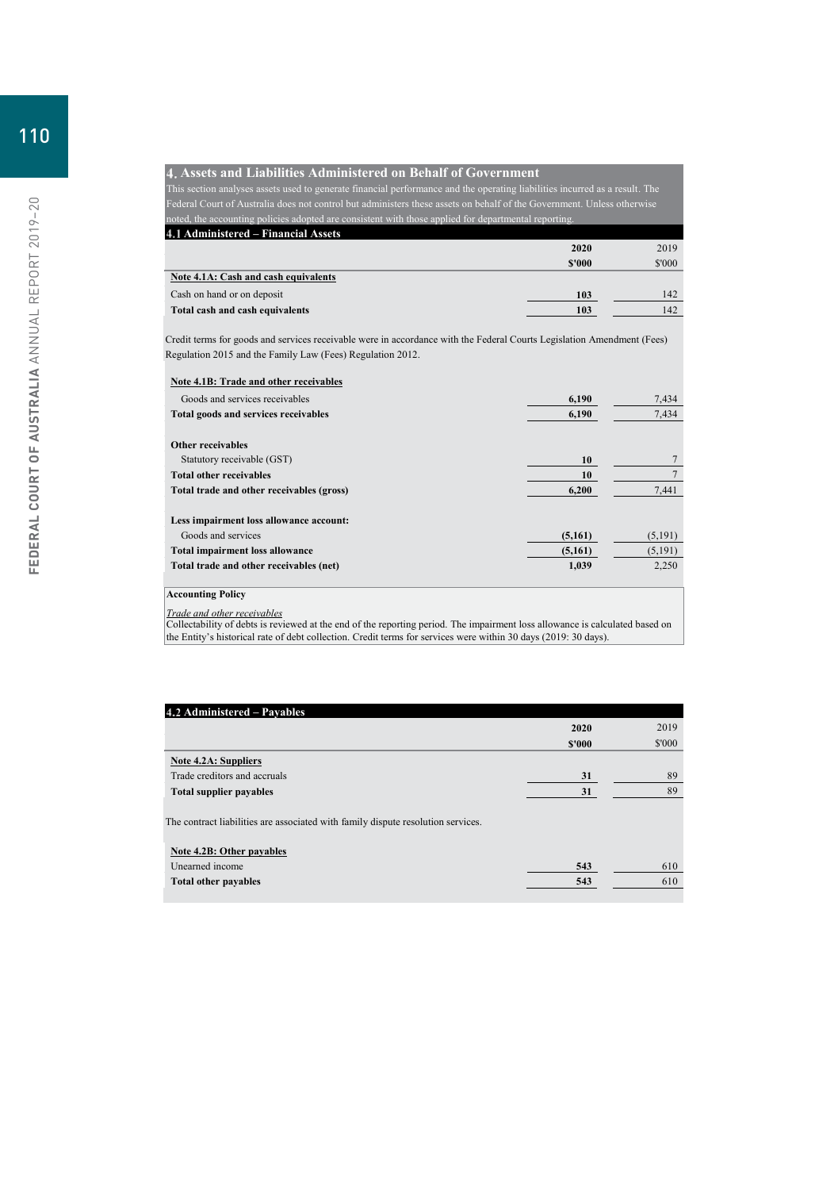## 4. Assets and Liabilities Administered on Behalf of Government

This section analyses assets used to generate financial performance and the operating liabilities incurred as a result. The Federal Court of Australia does not control but administers these assets on behalf of the Government. Unless otherwise noted, the accounting policies adopted are consistent with those applied for departmental reporting.

### 4.1 Administered – Financial Assets

| | **2020** | 2019 |
|---|---|---|
| | **$'000** | $'000 |
| **Note 4.1A: Cash and cash equivalents** | | |
| Cash on hand or on deposit | **103** | 142 |
| **Total cash and cash equivalents** | **103** | 142 |

Credit terms for goods and services receivable were in accordance with the Federal Courts Legislation Amendment (Fees) Regulation 2015 and the Family Law (Fees) Regulation 2012.

| | **2020** | 2019 |
|---|---|---|
| **Note 4.1B: Trade and other receivables** | | |
| Goods and services receivables | **6,190** | 7,434 |
| **Total goods and services receivables** | **6,190** | 7,434 |
| **Other receivables** | | |
| Statutory receivable (GST) | **10** | 7 |
| **Total other receivables** | **10** | 7 |
| **Total trade and other receivables (gross)** | **6,200** | 7,441 |
| **Less impairment loss allowance account:** | | |
| Goods and services | **(5,161)** | (5,191) |
| **Total impairment loss allowance** | **(5,161)** | (5,191) |
| **Total trade and other receivables (net)** | **1,039** | 2,250 |

**Accounting Policy**

*Trade and other receivables*

Collectability of debts is reviewed at the end of the reporting period. The impairment loss allowance is calculated based on the Entity's historical rate of debt collection. Credit terms for services were within 30 days (2019: 30 days).

### 4.2 Administered – Payables

| | **2020** | 2019 |
|---|---|---|
| | **$'000** | $'000 |
| **Note 4.2A: Suppliers** | | |
| Trade creditors and accruals | **31** | 89 |
| **Total supplier payables** | **31** | 89 |

The contract liabilities are associated with family dispute resolution services.

| | **2020** | 2019 |
|---|---|---|
| **Note 4.2B: Other payables** | | |
| Unearned income | **543** | 610 |
| **Total other payables** | **543** | 610 |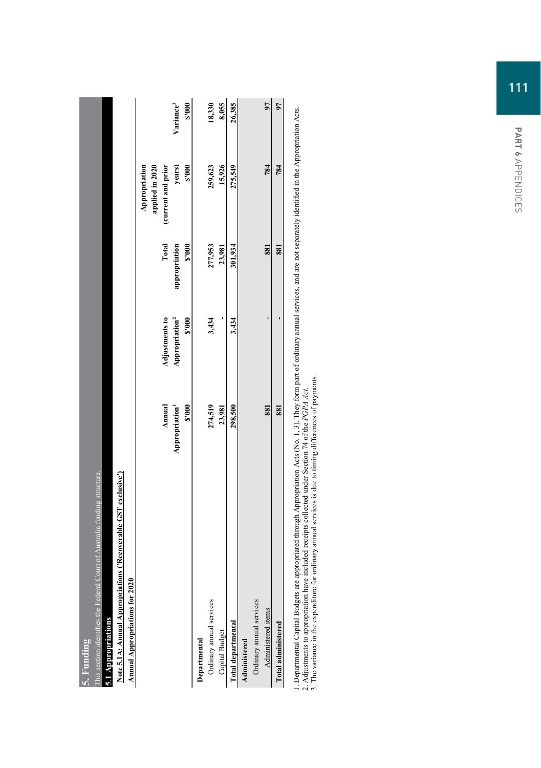# 5. Funding

This section identifies the Federal Court of Australia funding structure.

## 5.1 Appropriations

**Note 5.1A: Annual Appropriations ('Recoverable GST exclusive')**

**Annual Appropriations for 2020**

| | Annual Appropriation[1] $'000 | Adjustments to Appropriation[2] $'000 | Total appropriation $'000 | Appropriation applied in 2020 (current and prior years) $'000 | Variance[3] $'000 |
|---|---|---|---|---|---|
| **Departmental** | | | | | |
| Ordinary annual services | 274,519 | 3,434 | 277,953 | 259,623 | 18,330 |
| Capital Budget | 23,981 | - | 23,981 | 15,926 | 8,055 |
| **Total departmental** | **298,500** | **3,434** | **301,934** | **275,549** | **26,385** |
| **Administered** | | | | | |
| Ordinary annual services | | | | | |
| Administered items | 881 | - | 881 | 784 | 97 |
| **Total administered** | **881** | **-** | **881** | **784** | **97** |

1. Departmental Capital Budgets are appropriated through Appropriation Acts (No. 1, 3). They form part of ordinary annual services, and are not separately identified in the Appropriation Acts.
2. Adjustments to appropriation have included receipts collected under Section 74 of the *PGPA Act*.
3. The variance in the expenditure for ordinary annual services is due to timing differences of payments.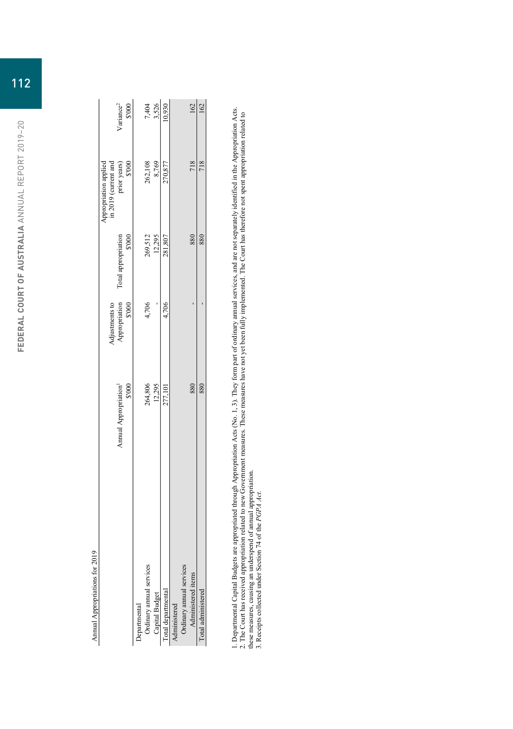Annual Appropriations for 2019

| | Annual Appropriation[1] | Adjustments to Appropriation | Total appropriation | Appropriation applied in 2019 (current and prior years) | Variance[2] |
|---|---|---|---|---|---|
| | $'000 | $'000 | $'000 | $'000 | $'000 |
| **Departmental** | | | | | |
| Ordinary annual services | 264,806 | 4,706 | 269,512 | 262,108 | 7,404 |
| Capital Budget | 12,295 | - | 12,295 | 8,769 | 3,526 |
| **Total departmental** | 277,101 | 4,706 | 281,807 | 270,877 | 10,930 |
| **Administered** | | | | | |
| Ordinary annual services | | | | | |
| Administered items | 880 | - | 880 | 718 | 162 |
| **Total administered** | 880 | - | 880 | 718 | 162 |

1. Departmental Capital Budgets are appropriated through Appropriation Acts (No. 1, 3). They form part of ordinary annual services, and are not separately identified in the Appropriation Acts.
2. The Court has received appropriation related to new Government measures. These measures have not yet been fully implemented. The Court has therefore not spent appropriation related to these measures, causing an underspend of annual appropriation.
3. Receipts collected under Section 74 of the *PGPA Act*.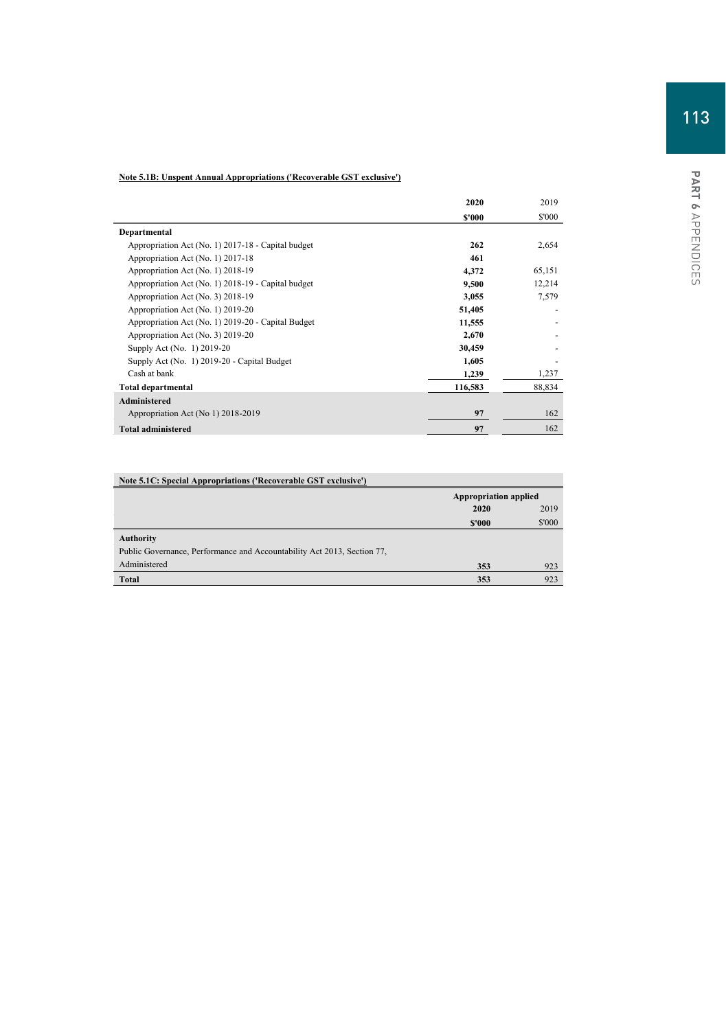**Note 5.1B: Unspent Annual Appropriations ('Recoverable GST exclusive')**

| | 2020 | 2019 |
|---|---|---|
| | $'000 | $'000 |
| **Departmental** | | |
| Appropriation Act (No. 1) 2017-18 - Capital budget | 262 | 2,654 |
| Appropriation Act (No. 1) 2017-18 | 461 | |
| Appropriation Act (No. 1) 2018-19 | 4,372 | 65,151 |
| Appropriation Act (No. 1) 2018-19 - Capital budget | 9,500 | 12,214 |
| Appropriation Act (No. 3) 2018-19 | 3,055 | 7,579 |
| Appropriation Act (No. 1) 2019-20 | 51,405 | - |
| Appropriation Act (No. 1) 2019-20 - Capital Budget | 11,555 | - |
| Appropriation Act (No. 3) 2019-20 | 2,670 | - |
| Supply Act (No. 1) 2019-20 | 30,459 | - |
| Supply Act (No. 1) 2019-20 - Capital Budget | 1,605 | - |
| Cash at bank | 1,239 | 1,237 |
| **Total departmental** | **116,583** | 88,834 |
| **Administered** | | |
| Appropriation Act (No 1) 2018-2019 | 97 | 162 |
| **Total administered** | **97** | 162 |

**Note 5.1C: Special Appropriations ('Recoverable GST exclusive')**

| | Appropriation applied | |
|---|---|---|
| | 2020 | 2019 |
| | $'000 | $'000 |
| **Authority** | | |
| Public Governance, Performance and Accountability Act 2013, Section 77, Administered | 353 | 923 |
| **Total** | **353** | 923 |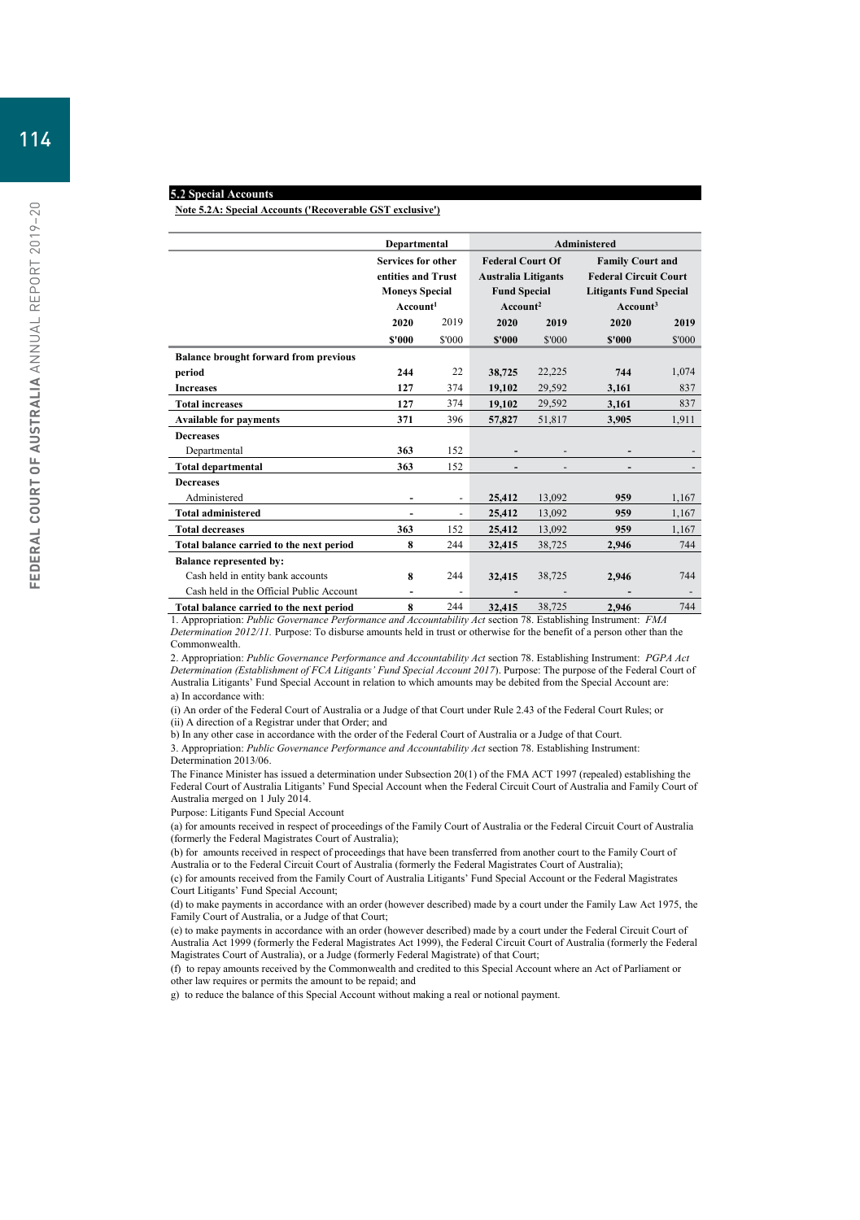## 5.2 Special Accounts

**Note 5.2A: Special Accounts ('Recoverable GST exclusive')**

| | Departmental | | Administered | | | |
|---|---|---|---|---|---|---|
| | Services for other entities and Trust Moneys Special Account[1] | | Federal Court Of Australia Litigants Fund Special Account[2] | | Family Court and Federal Circuit Court Litigants Fund Special Account[3] | |
| | **2020** | 2019 | **2020** | **2019** | **2020** | **2019** |
| | **$'000** | $'000 | **$'000** | $'000 | **$'000** | $'000 |
| **Balance brought forward from previous period** | **244** | 22 | **38,725** | 22,225 | **744** | 1,074 |
| **Increases** | **127** | 374 | **19,102** | 29,592 | **3,161** | 837 |
| **Total increases** | **127** | 374 | **19,102** | 29,592 | **3,161** | 837 |
| **Available for payments** | **371** | 396 | **57,827** | 51,817 | **3,905** | 1,911 |
| **Decreases** | | | | | | |
| Departmental | **363** | 152 | **-** | - | **-** | - |
| **Total departmental** | **363** | 152 | **-** | - | **-** | - |
| **Decreases** | | | | | | |
| Administered | **-** | - | **25,412** | 13,092 | **959** | 1,167 |
| **Total administered** | **-** | - | **25,412** | 13,092 | **959** | 1,167 |
| **Total decreases** | **363** | 152 | **25,412** | 13,092 | **959** | 1,167 |
| **Total balance carried to the next period** | **8** | 244 | **32,415** | 38,725 | **2,946** | 744 |
| **Balance represented by:** | | | | | | |
| Cash held in entity bank accounts | **8** | 244 | **32,415** | 38,725 | **2,946** | 744 |
| Cash held in the Official Public Account | **-** | - | **-** | - | **-** | - |
| **Total balance carried to the next period** | **8** | 244 | **32,415** | 38,725 | **2,946** | 744 |

1. Appropriation: *Public Governance Performance and Accountability Act* section 78. Establishing Instrument: *FMA Determination 2012/11.* Purpose: To disburse amounts held in trust or otherwise for the benefit of a person other than the Commonwealth.

2. Appropriation: *Public Governance Performance and Accountability Act* section 78. Establishing Instrument: *PGPA Act Determination (Establishment of FCA Litigants' Fund Special Account 2017*). Purpose: The purpose of the Federal Court of Australia Litigants' Fund Special Account in relation to which amounts may be debited from the Special Account are:

a) In accordance with:

(i) An order of the Federal Court of Australia or a Judge of that Court under Rule 2.43 of the Federal Court Rules; or

(ii) A direction of a Registrar under that Order; and

b) In any other case in accordance with the order of the Federal Court of Australia or a Judge of that Court.

3. Appropriation: *Public Governance Performance and Accountability Act* section 78. Establishing Instrument: Determination 2013/06.

The Finance Minister has issued a determination under Subsection 20(1) of the FMA ACT 1997 (repealed) establishing the Federal Court of Australia Litigants' Fund Special Account when the Federal Circuit Court of Australia and Family Court of Australia merged on 1 July 2014.

Purpose: Litigants Fund Special Account

(a) for amounts received in respect of proceedings of the Family Court of Australia or the Federal Circuit Court of Australia (formerly the Federal Magistrates Court of Australia);

(b) for amounts received in respect of proceedings that have been transferred from another court to the Family Court of Australia or to the Federal Circuit Court of Australia (formerly the Federal Magistrates Court of Australia);

(c) for amounts received from the Family Court of Australia Litigants' Fund Special Account or the Federal Magistrates Court Litigants' Fund Special Account;

(d) to make payments in accordance with an order (however described) made by a court under the Family Law Act 1975, the Family Court of Australia, or a Judge of that Court;

(e) to make payments in accordance with an order (however described) made by a court under the Federal Circuit Court of Australia Act 1999 (formerly the Federal Magistrates Act 1999), the Federal Circuit Court of Australia (formerly the Federal Magistrates Court of Australia), or a Judge (formerly Federal Magistrate) of that Court;

(f) to repay amounts received by the Commonwealth and credited to this Special Account where an Act of Parliament or other law requires or permits the amount to be repaid; and

g) to reduce the balance of this Special Account without making a real or notional payment.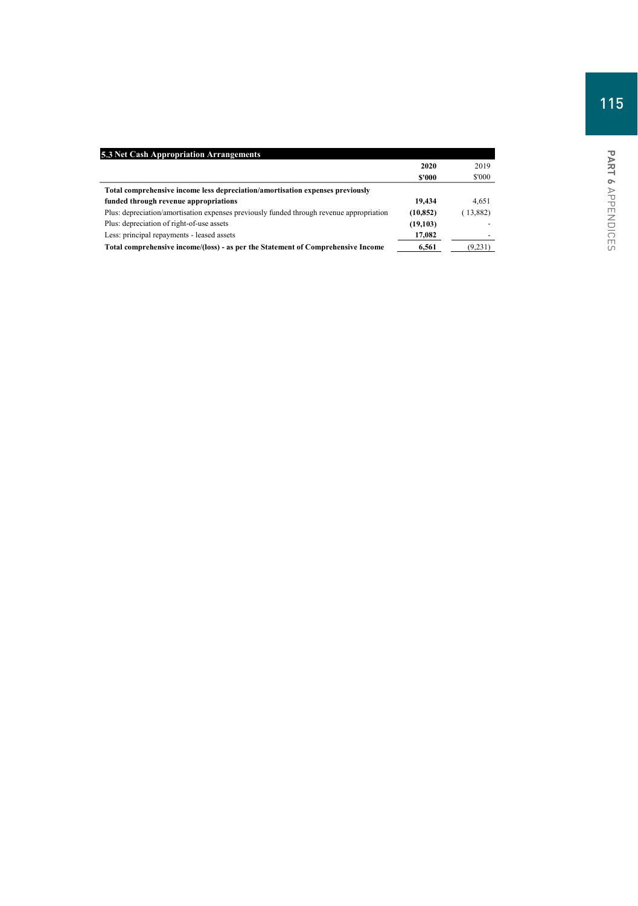| **5.3 Net Cash Appropriation Arrangements** | | |
|---|---|---|
| | **2020** | 2019 |
| | **$'000** | $'000 |
| **Total comprehensive income less depreciation/amortisation expenses previously funded through revenue appropriations** | **19,434** | 4,651 |
| Plus: depreciation/amortisation expenses previously funded through revenue appropriation | **(10,852)** | ( 13,882) |
| Plus: depreciation of right-of-use assets | **(19,103)** | - |
| Less: principal repayments - leased assets | **17,082** | - |
| **Total comprehensive income/(loss) - as per the Statement of Comprehensive Income** | **6,561** | (9,231) |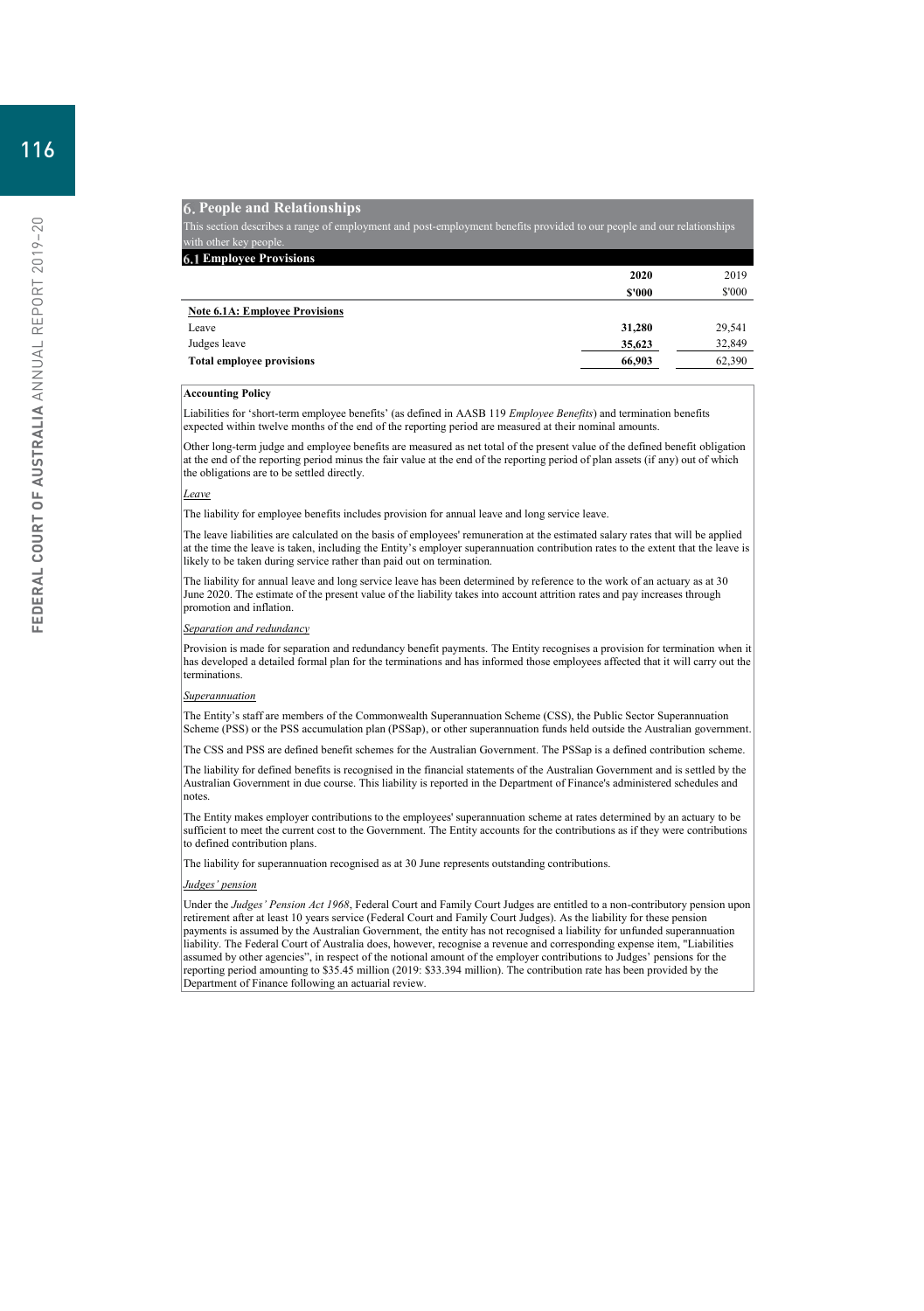## 6. People and Relationships

This section describes a range of employment and post-employment benefits provided to our people and our relationships with other key people.

### 6.1 Employee Provisions

| | 2020 | 2019 |
|---|---|---|
| | $'000 | $'000 |
| **Note 6.1A: Employee Provisions** | | |
| Leave | **31,280** | 29,541 |
| Judges leave | **35,623** | 32,849 |
| **Total employee provisions** | **66,903** | 62,390 |

**Accounting Policy**

Liabilities for 'short-term employee benefits' (as defined in AASB 119 *Employee Benefits*) and termination benefits expected within twelve months of the end of the reporting period are measured at their nominal amounts.

Other long-term judge and employee benefits are measured as net total of the present value of the defined benefit obligation at the end of the reporting period minus the fair value at the end of the reporting period of plan assets (if any) out of which the obligations are to be settled directly.

*Leave*

The liability for employee benefits includes provision for annual leave and long service leave.

The leave liabilities are calculated on the basis of employees' remuneration at the estimated salary rates that will be applied at the time the leave is taken, including the Entity's employer superannuation contribution rates to the extent that the leave is likely to be taken during service rather than paid out on termination.

The liability for annual leave and long service leave has been determined by reference to the work of an actuary as at 30 June 2020. The estimate of the present value of the liability takes into account attrition rates and pay increases through promotion and inflation.

*Separation and redundancy*

Provision is made for separation and redundancy benefit payments. The Entity recognises a provision for termination when it has developed a detailed formal plan for the terminations and has informed those employees affected that it will carry out the terminations.

*Superannuation*

The Entity's staff are members of the Commonwealth Superannuation Scheme (CSS), the Public Sector Superannuation Scheme (PSS) or the PSS accumulation plan (PSSap), or other superannuation funds held outside the Australian government.

The CSS and PSS are defined benefit schemes for the Australian Government. The PSSap is a defined contribution scheme.

The liability for defined benefits is recognised in the financial statements of the Australian Government and is settled by the Australian Government in due course. This liability is reported in the Department of Finance's administered schedules and notes.

The Entity makes employer contributions to the employees' superannuation scheme at rates determined by an actuary to be sufficient to meet the current cost to the Government. The Entity accounts for the contributions as if they were contributions to defined contribution plans.

The liability for superannuation recognised as at 30 June represents outstanding contributions.

*Judges' pension*

Under the *Judges' Pension Act 1968*, Federal Court and Family Court Judges are entitled to a non-contributory pension upon retirement after at least 10 years service (Federal Court and Family Court Judges). As the liability for these pension payments is assumed by the Australian Government, the entity has not recognised a liability for unfunded superannuation liability. The Federal Court of Australia does, however, recognise a revenue and corresponding expense item, "Liabilities assumed by other agencies", in respect of the notional amount of the employer contributions to Judges' pensions for the reporting period amounting to $35.45 million (2019: $33.394 million). The contribution rate has been provided by the Department of Finance following an actuarial review.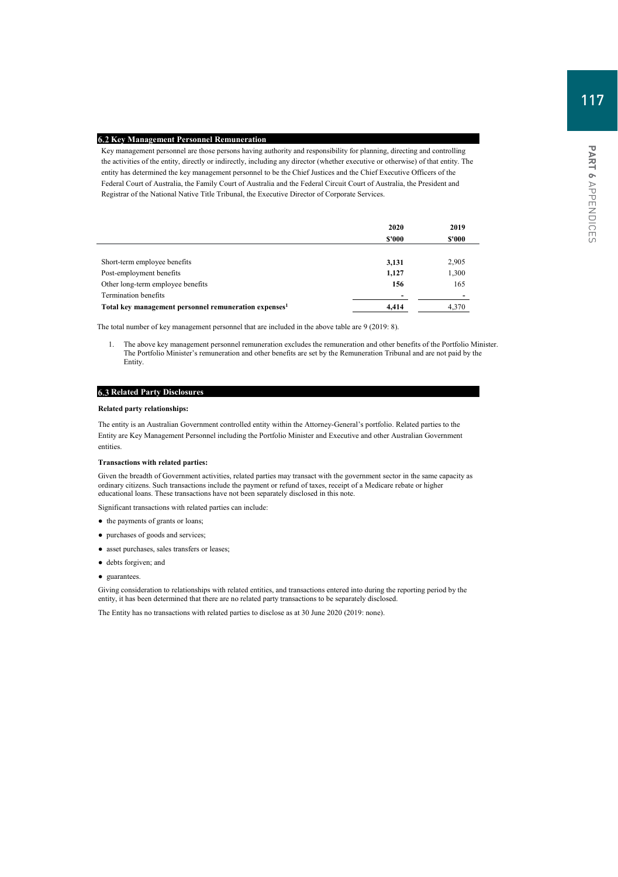## 6.2 Key Management Personnel Remuneration

Key management personnel are those persons having authority and responsibility for planning, directing and controlling the activities of the entity, directly or indirectly, including any director (whether executive or otherwise) of that entity. The entity has determined the key management personnel to be the Chief Justices and the Chief Executive Officers of the Federal Court of Australia, the Family Court of Australia and the Federal Circuit Court of Australia, the President and Registrar of the National Native Title Tribunal, the Executive Director of Corporate Services.

| | 2020 $'000 | 2019 $'000 |
|---|---|---|
| Short-term employee benefits | **3,131** | 2,905 |
| Post-employment benefits | **1,127** | 1,300 |
| Other long-term employee benefits | **156** | 165 |
| Termination benefits | **-** | - |
| **Total key management personnel remuneration expenses[1]** | **4,414** | 4,370 |

The total number of key management personnel that are included in the above table are 9 (2019: 8).

1. The above key management personnel remuneration excludes the remuneration and other benefits of the Portfolio Minister. The Portfolio Minister's remuneration and other benefits are set by the Remuneration Tribunal and are not paid by the Entity.

## 6.3 Related Party Disclosures

**Related party relationships:**

The entity is an Australian Government controlled entity within the Attorney-General's portfolio. Related parties to the Entity are Key Management Personnel including the Portfolio Minister and Executive and other Australian Government entities.

**Transactions with related parties:**

Given the breadth of Government activities, related parties may transact with the government sector in the same capacity as ordinary citizens. Such transactions include the payment or refund of taxes, receipt of a Medicare rebate or higher educational loans. These transactions have not been separately disclosed in this note.

Significant transactions with related parties can include:

- the payments of grants or loans;
- purchases of goods and services;
- asset purchases, sales transfers or leases;
- debts forgiven; and
- guarantees.

Giving consideration to relationships with related entities, and transactions entered into during the reporting period by the entity, it has been determined that there are no related party transactions to be separately disclosed.

The Entity has no transactions with related parties to disclose as at 30 June 2020 (2019: none).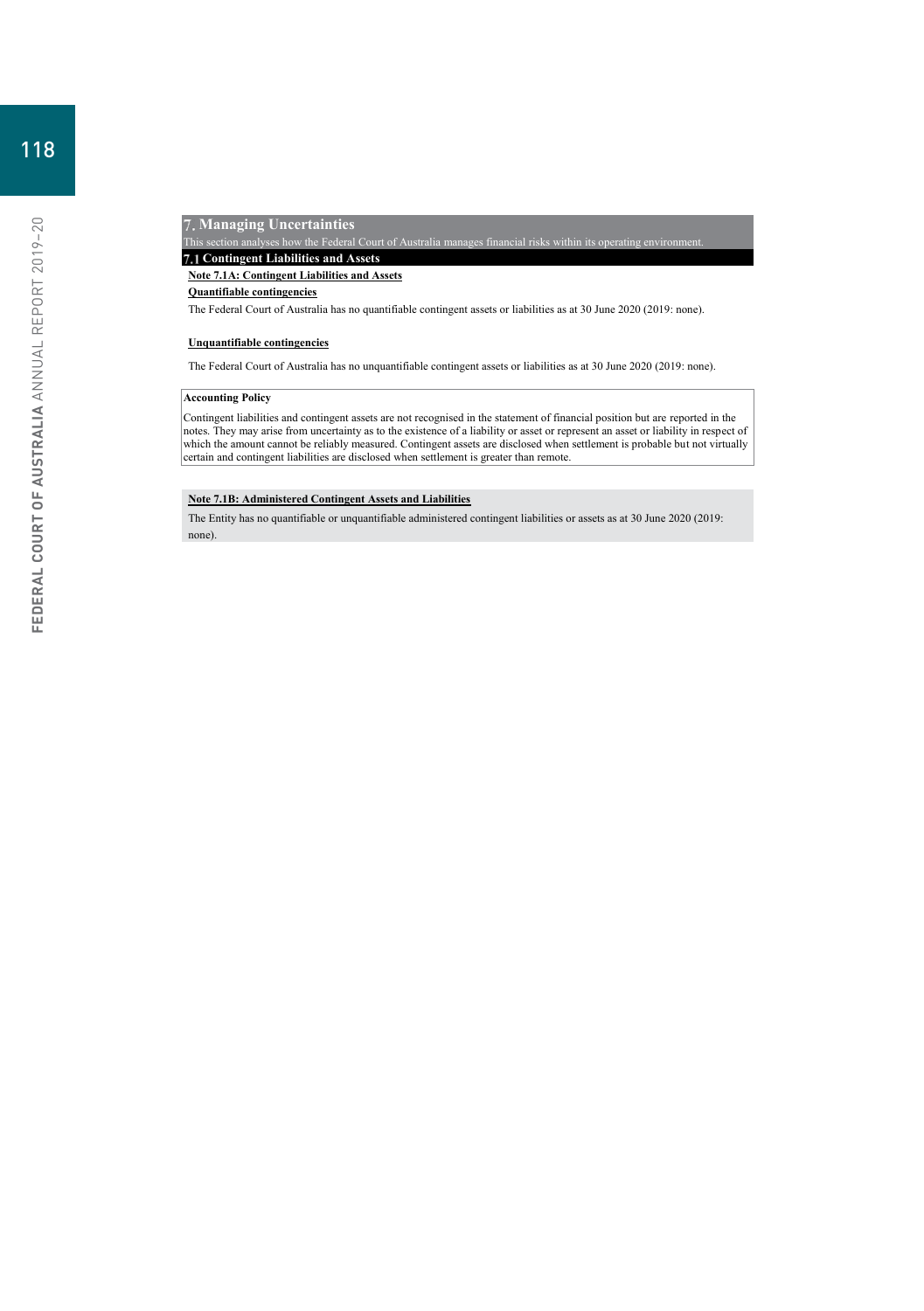## 7. Managing Uncertainties

This section analyses how the Federal Court of Australia manages financial risks within its operating environment.

### 7.1 Contingent Liabilities and Assets

**Note 7.1A: Contingent Liabilities and Assets**

**Quantifiable contingencies**

The Federal Court of Australia has no quantifiable contingent assets or liabilities as at 30 June 2020 (2019: none).

**Unquantifiable contingencies**

The Federal Court of Australia has no unquantifiable contingent assets or liabilities as at 30 June 2020 (2019: none).

**Accounting Policy**

Contingent liabilities and contingent assets are not recognised in the statement of financial position but are reported in the notes. They may arise from uncertainty as to the existence of a liability or asset or represent an asset or liability in respect of which the amount cannot be reliably measured. Contingent assets are disclosed when settlement is probable but not virtually certain and contingent liabilities are disclosed when settlement is greater than remote.

**Note 7.1B: Administered Contingent Assets and Liabilities**

The Entity has no quantifiable or unquantifiable administered contingent liabilities or assets as at 30 June 2020 (2019: none).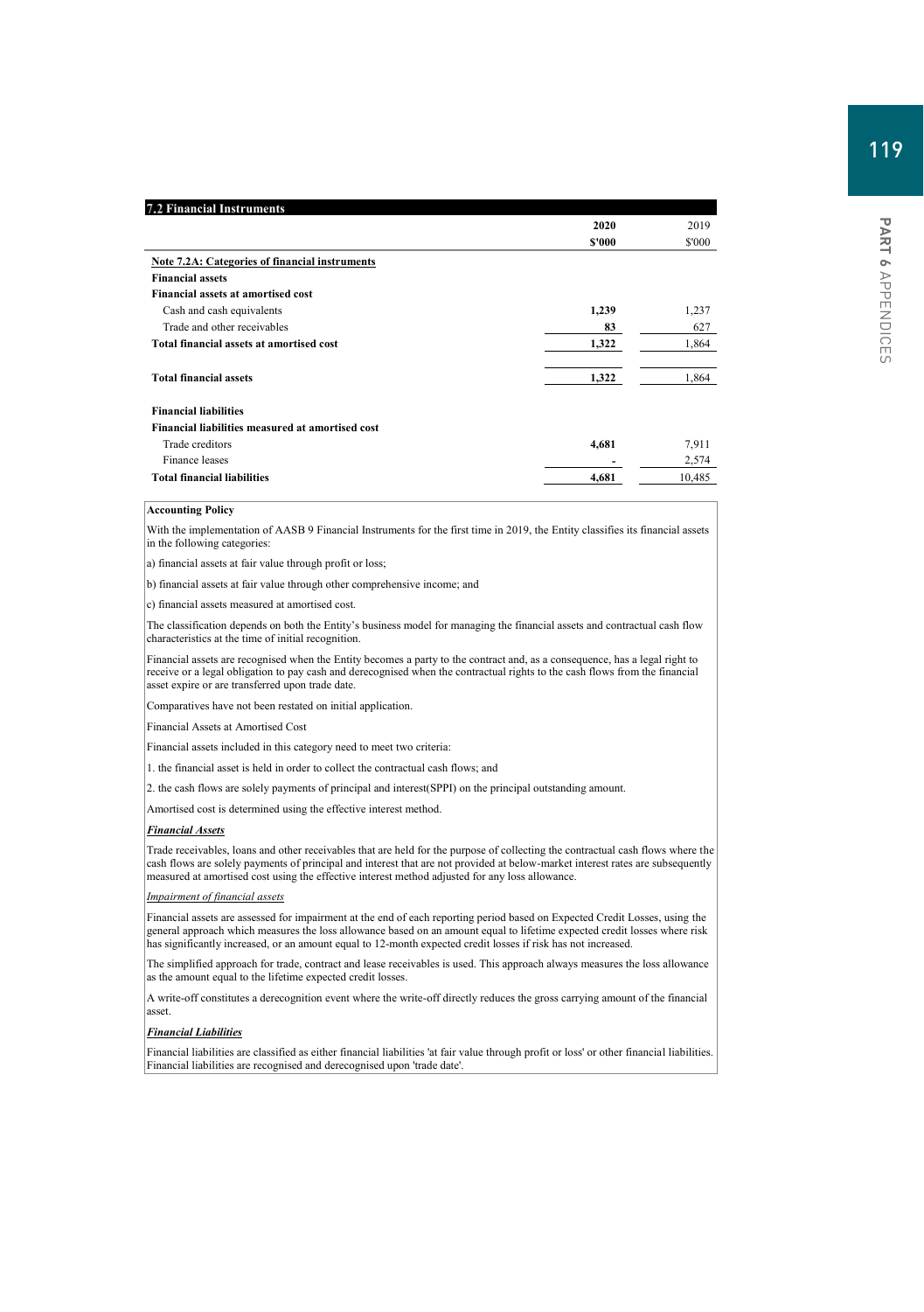## 7.2 Financial Instruments

| | 2020 | 2019 |
|---|---|---|
| | $'000 | $'000 |
| **Note 7.2A: Categories of financial instruments** | | |
| **Financial assets** | | |
| **Financial assets at amortised cost** | | |
| Cash and cash equivalents | **1,239** | 1,237 |
| Trade and other receivables | **83** | 627 |
| **Total financial assets at amortised cost** | **1,322** | 1,864 |
| **Total financial assets** | **1,322** | 1,864 |
| **Financial liabilities** | | |
| **Financial liabilities measured at amortised cost** | | |
| Trade creditors | **4,681** | 7,911 |
| Finance leases | **-** | 2,574 |
| **Total financial liabilities** | **4,681** | 10,485 |

**Accounting Policy**

With the implementation of AASB 9 Financial Instruments for the first time in 2019, the Entity classifies its financial assets in the following categories:

a) financial assets at fair value through profit or loss;

b) financial assets at fair value through other comprehensive income; and

c) financial assets measured at amortised cost.

The classification depends on both the Entity's business model for managing the financial assets and contractual cash flow characteristics at the time of initial recognition.

Financial assets are recognised when the Entity becomes a party to the contract and, as a consequence, has a legal right to receive or a legal obligation to pay cash and derecognised when the contractual rights to the cash flows from the financial asset expire or are transferred upon trade date.

Comparatives have not been restated on initial application.

Financial Assets at Amortised Cost

Financial assets included in this category need to meet two criteria:

1. the financial asset is held in order to collect the contractual cash flows; and

2. the cash flows are solely payments of principal and interest(SPPI) on the principal outstanding amount.

Amortised cost is determined using the effective interest method.

***Financial Assets***

Trade receivables, loans and other receivables that are held for the purpose of collecting the contractual cash flows where the cash flows are solely payments of principal and interest that are not provided at below-market interest rates are subsequently measured at amortised cost using the effective interest method adjusted for any loss allowance.

*Impairment of financial assets*

Financial assets are assessed for impairment at the end of each reporting period based on Expected Credit Losses, using the general approach which measures the loss allowance based on an amount equal to lifetime expected credit losses where risk has significantly increased, or an amount equal to 12-month expected credit losses if risk has not increased.

The simplified approach for trade, contract and lease receivables is used. This approach always measures the loss allowance as the amount equal to the lifetime expected credit losses.

A write-off constitutes a derecognition event where the write-off directly reduces the gross carrying amount of the financial asset.

***Financial Liabilities***

Financial liabilities are classified as either financial liabilities 'at fair value through profit or loss' or other financial liabilities. Financial liabilities are recognised and derecognised upon 'trade date'.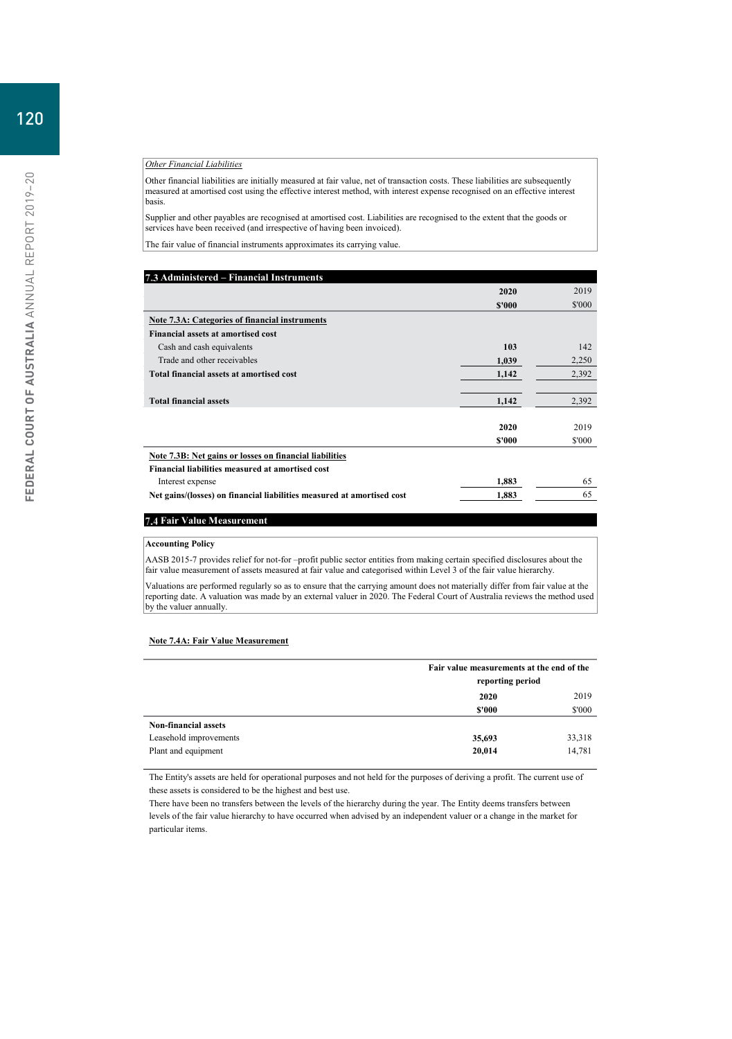*Other Financial Liabilities*

Other financial liabilities are initially measured at fair value, net of transaction costs. These liabilities are subsequently measured at amortised cost using the effective interest method, with interest expense recognised on an effective interest basis.

Supplier and other payables are recognised at amortised cost. Liabilities are recognised to the extent that the goods or services have been received (and irrespective of having been invoiced).

The fair value of financial instruments approximates its carrying value.

## 7.3 Administered – Financial Instruments

| | 2020 | 2019 |
|---|---|---|
| | $'000 | $'000 |
| **Note 7.3A: Categories of financial instruments** | | |
| **Financial assets at amortised cost** | | |
| Cash and cash equivalents | 103 | 142 |
| Trade and other receivables | 1,039 | 2,250 |
| **Total financial assets at amortised cost** | 1,142 | 2,392 |
| | | |
| **Total financial assets** | 1,142 | 2,392 |

| | 2020 | 2019 |
|---|---|---|
| | $'000 | $'000 |
| **Note 7.3B: Net gains or losses on financial liabilities** | | |
| **Financial liabilities measured at amortised cost** | | |
| Interest expense | 1,883 | 65 |
| **Net gains/(losses) on financial liabilities measured at amortised cost** | 1,883 | 65 |

## 7.4 Fair Value Measurement

**Accounting Policy**

AASB 2015-7 provides relief for not-for –profit public sector entities from making certain specified disclosures about the fair value measurement of assets measured at fair value and categorised within Level 3 of the fair value hierarchy.

Valuations are performed regularly so as to ensure that the carrying amount does not materially differ from fair value at the reporting date. A valuation was made by an external valuer in 2020. The Federal Court of Australia reviews the method used by the valuer annually.

**Note 7.4A: Fair Value Measurement**

| | Fair value measurements at the end of the reporting period | |
|---|---|---|
| | 2020 | 2019 |
| | $'000 | $'000 |
| **Non-financial assets** | | |
| Leasehold improvements | 35,693 | 33,318 |
| Plant and equipment | 20,014 | 14,781 |

The Entity's assets are held for operational purposes and not held for the purposes of deriving a profit. The current use of these assets is considered to be the highest and best use.

There have been no transfers between the levels of the hierarchy during the year. The Entity deems transfers between levels of the fair value hierarchy to have occurred when advised by an independent valuer or a change in the market for particular items.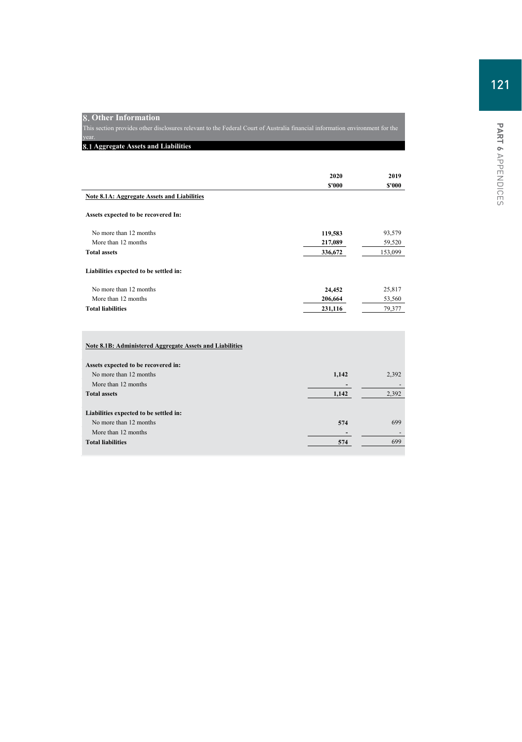## 8. Other Information

This section provides other disclosures relevant to the Federal Court of Australia financial information environment for the year.

### 8.1 Aggregate Assets and Liabilities

| | 2020 $'000 | 2019 $'000 |
|---|---|---|
| **Note 8.1A: Aggregate Assets and Liabilities** | | |
| **Assets expected to be recovered In:** | | |
| No more than 12 months | **119,583** | 93,579 |
| More than 12 months | **217,089** | 59,520 |
| **Total assets** | **336,672** | 153,099 |
| **Liabilities expected to be settled in:** | | |
| No more than 12 months | **24,452** | 25,817 |
| More than 12 months | **206,664** | 53,560 |
| **Total liabilities** | **231,116** | 79,377 |

| | 2020 $'000 | 2019 $'000 |
|---|---|---|
| **Note 8.1B: Administered Aggregate Assets and Liabilities** | | |
| **Assets expected to be recovered in:** | | |
| No more than 12 months | **1,142** | 2,392 |
| More than 12 months | **-** | - |
| **Total assets** | **1,142** | 2,392 |
| **Liabilities expected to be settled in:** | | |
| No more than 12 months | **574** | 699 |
| More than 12 months | **-** | - |
| **Total liabilities** | **574** | 699 |